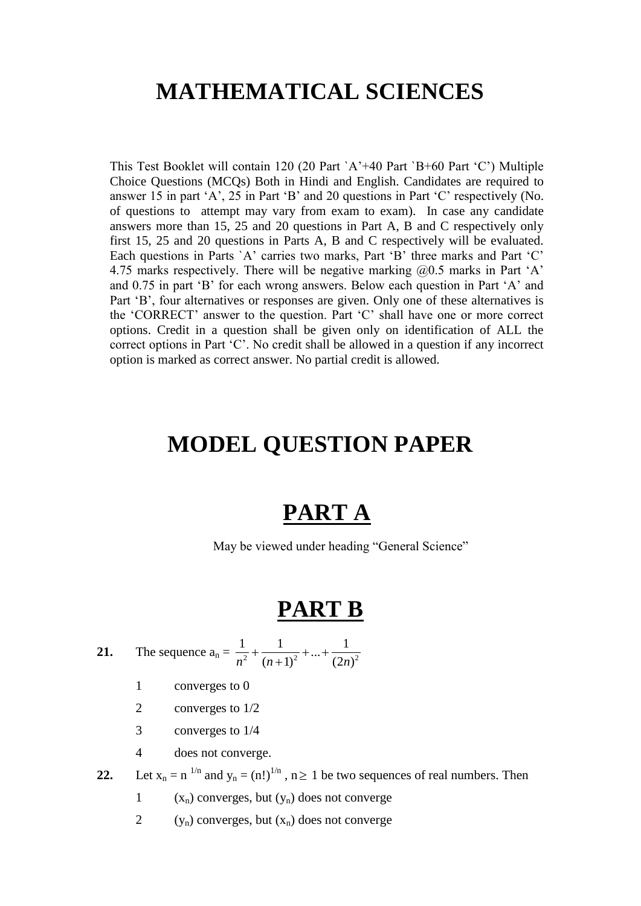# MATHEMATICAL SCIENCES

This Test Booklet will contain 120 (20 Part `A'+40 Part `B+60 Part 'C') Multiple Choice Questions (MCQs) Both in Hindi and English. Candidates are required to answer 15 in part 'A', 25 in Part 'B' and 20 questions in Part 'C' respectively (No. of questions to attempt may vary from exam to exam). In case any candidate answers more than 15, 25 and 20 questions in Part A, B and C respectively only first 15, 25 and 20 questions in Parts A, B and C respectively will be evaluated. Each questions in Parts `A' carries two marks, Part 'B' three marks and Part 'C' 4.75 marks respectively. There will be negative marking @0.5 marks in Part 'A' and 0.75 in part 'B' for each wrong answers. Below each question in Part 'A' and Part 'B', four alternatives or responses are given. Only one of these alternatives is the 'CORRECT' answer to the question. Part 'C' shall have one or more correct options. Credit in a question shall be given only on identification of ALL the correct options in Part 'C'. No credit shall be allowed in a question if any incorrect option is marked as correct answer. No partial credit is allowed.

# MODEL QUESTION PAPER

# PART A

May be viewed under heading "General Science"

# PART B

**21.** The sequence $a_n = \frac{1}{n^2} + \frac{1}{(n+1)^2} + ... + \frac{1}{(2n)^2}$

1. converges to 0
2. converges to 1/2
3. converges to 1/4
4. does not converge.

**22.** Let $x_n = n^{1/n}$ and $y_n = (n!)^{1/n}$, $n \geq 1$ be two sequences of real numbers. Then

1. $(x_n)$ converges, but $(y_n)$ does not converge
2. $(y_n)$ converges, but $(x_n)$ does not converge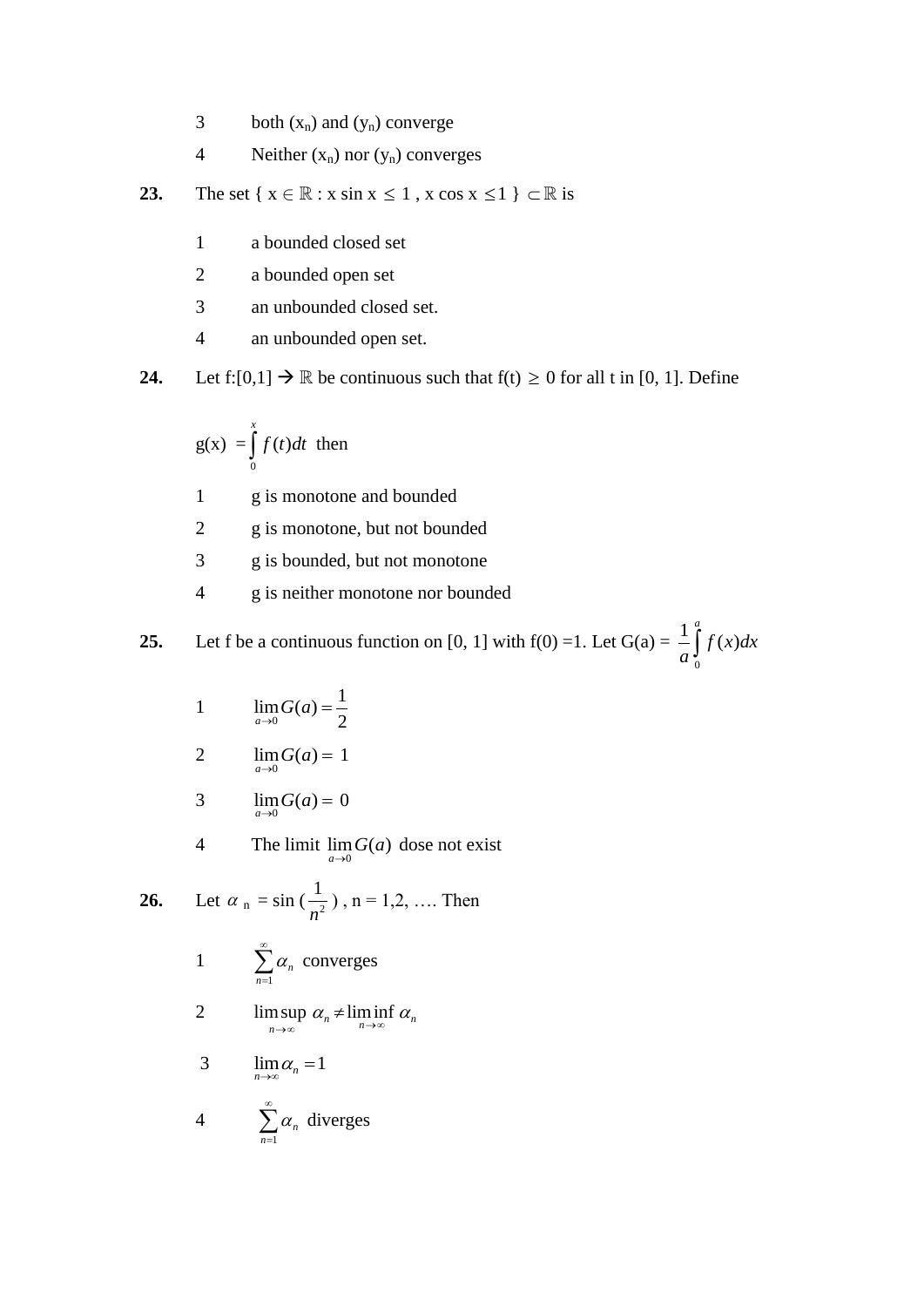3 both $(x_n)$ and $(y_n)$ converge

4 Neither $(x_n)$ nor $(y_n)$ converges

**23.** The set $\{ x \in \mathbb{R} : x \sin x \leq 1 , x \cos x \leq 1 \} \subset \mathbb{R}$ is

1 a bounded closed set

2 a bounded open set

3 an unbounded closed set.

4 an unbounded open set.

**24.** Let $f:[0,1] \to \mathbb{R}$ be continuous such that $f(t) \geq 0$ for all t in [0, 1]. Define

$g(x) = \int_0^x f(t)dt$ then

1 g is monotone and bounded

2 g is monotone, but not bounded

3 g is bounded, but not monotone

4 g is neither monotone nor bounded

**25.** Let f be a continuous function on [0, 1] with f(0) =1. Let $G(a) = \frac{1}{a}\int_0^a f(x)dx$

1 $\lim_{a \to 0} G(a) = \frac{1}{2}$

2 $\lim_{a \to 0} G(a) = 1$

3 $\lim_{a \to 0} G(a) = 0$

4 The limit $\lim_{a \to 0} G(a)$ dose not exist

**26.** Let $\alpha_n = \sin(\frac{1}{n^2})$, n = 1,2, …. Then

1 $\sum_{n=1}^{\infty} \alpha_n$ converges

2 $\limsup_{n \to \infty} \alpha_n \neq \liminf_{n \to \infty} \alpha_n$

3 $\lim_{n \to \infty} \alpha_n = 1$

4 $\sum_{n=1}^{\infty} \alpha_n$ diverges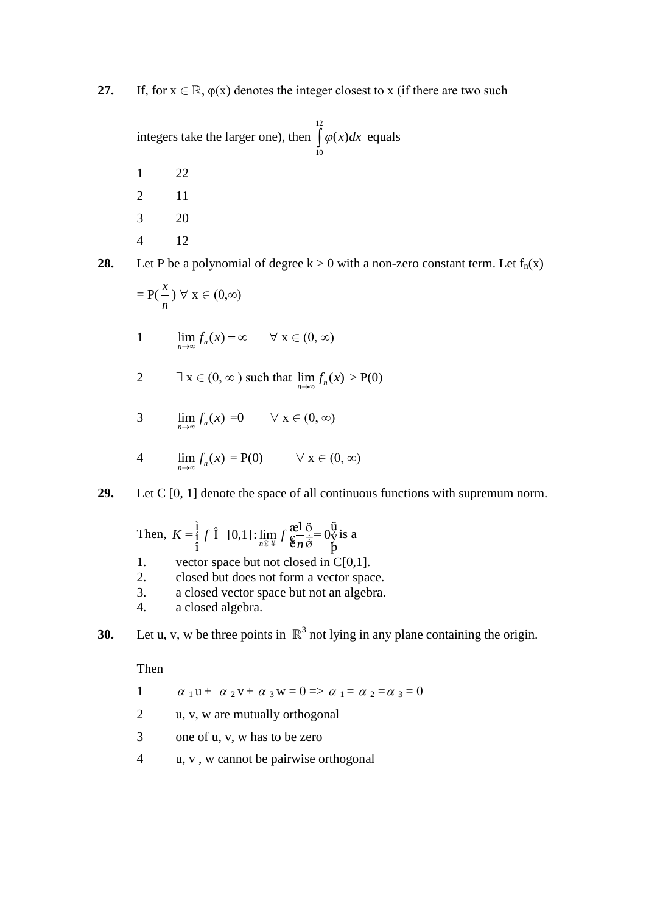**27.** If, for $x \in \mathbb{R}$, $\varphi(x)$ denotes the integer closest to x (if there are two such integers take the larger one), then $\int_{10}^{12} \varphi(x)dx$ equals

1. 22
2. 11
3. 20
4. 12

**28.** Let P be a polynomial of degree $k > 0$ with a non-zero constant term. Let $f_n(x) = P(\frac{x}{n})$ $\forall$ $x \in (0,\infty)$

1. $\lim_{n\to\infty} f_n(x) = \infty \quad \forall$ $x \in (0, \infty)$
2. $\exists$ $x \in (0, \infty)$ such that $\lim_{n\to\infty} f_n(x) > P(0)$
3. $\lim_{n\to\infty} f_n(x) = 0 \quad \forall$ $x \in (0, \infty)$
4. $\lim_{n\to\infty} f_n(x) = P(0) \quad \forall$ $x \in (0, \infty)$

**29.** Let C [0, 1] denote the space of all continuous functions with supremum norm.

Then, $K = \left\{ f \in [0,1] : \lim_{n\to\infty} f\left(\frac{1}{n}\right) = 0 \right\}$ is a

1. vector space but not closed in C[0,1].
2. closed but does not form a vector space.
3. a closed vector space but not an algebra.
4. a closed algebra.

**30.** Let u, v, w be three points in $\mathbb{R}^3$ not lying in any plane containing the origin.

Then

1. $\alpha_1 u + \alpha_2 v + \alpha_3 w = 0 \Rightarrow \alpha_1 = \alpha_2 = \alpha_3 = 0$
2. u, v, w are mutually orthogonal
3. one of u, v, w has to be zero
4. u, v , w cannot be pairwise orthogonal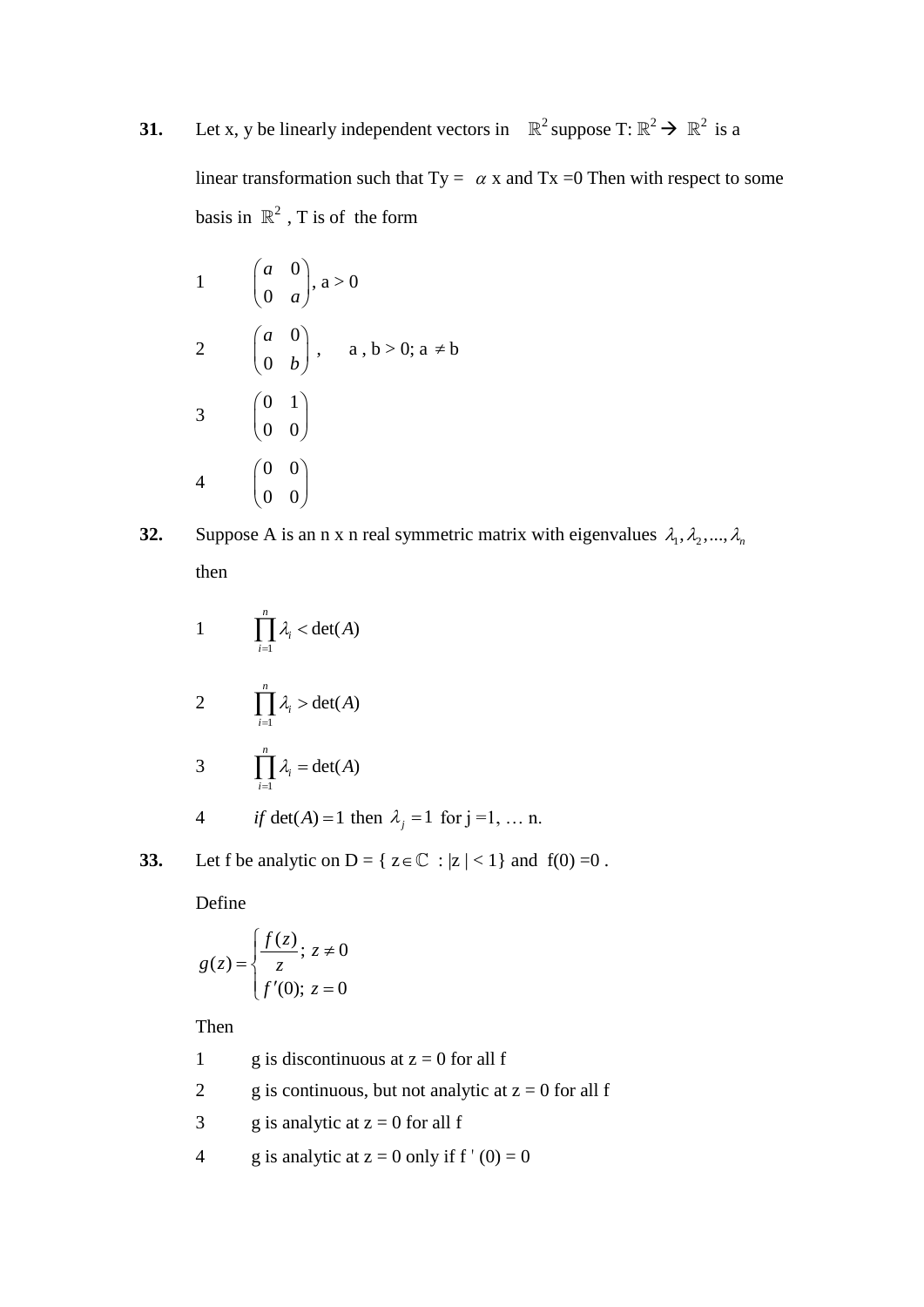**31.** Let x, y be linearly independent vectors in $\mathbb{R}^2$ suppose T: $\mathbb{R}^2 \rightarrow \mathbb{R}^2$ is a linear transformation such that Ty = $\alpha$ x and Tx =0 Then with respect to some basis in $\mathbb{R}^2$ , T is of the form

1. $\begin{pmatrix} a & 0 \\ 0 & a \end{pmatrix}$, a > 0
2. $\begin{pmatrix} a & 0 \\ 0 & b \end{pmatrix}$ , a , b > 0; a $\neq$ b
3. $\begin{pmatrix} 0 & 1 \\ 0 & 0 \end{pmatrix}$
4. $\begin{pmatrix} 0 & 0 \\ 0 & 0 \end{pmatrix}$

**32.** Suppose A is an n x n real symmetric matrix with eigenvalues $\lambda_1, \lambda_2, ..., \lambda_n$ then

1. $\prod_{i=1}^{n} \lambda_i < \det(A)$
2. $\prod_{i=1}^{n} \lambda_i > \det(A)$
3. $\prod_{i=1}^{n} \lambda_i = \det(A)$
4. *if* $\det(A) = 1$ then $\lambda_j = 1$ for j =1, … n.

**33.** Let f be analytic on D = { $z \in \mathbb{C}$ : |z | < 1} and f(0) =0 .

Define

$$g(z) = \begin{cases} \dfrac{f(z)}{z}; \ z \neq 0 \\ f'(0); \ z = 0 \end{cases}$$

Then

1. g is discontinuous at z = 0 for all f
2. g is continuous, but not analytic at z = 0 for all f
3. g is analytic at z = 0 for all f
4. g is analytic at z = 0 only if f ' (0) = 0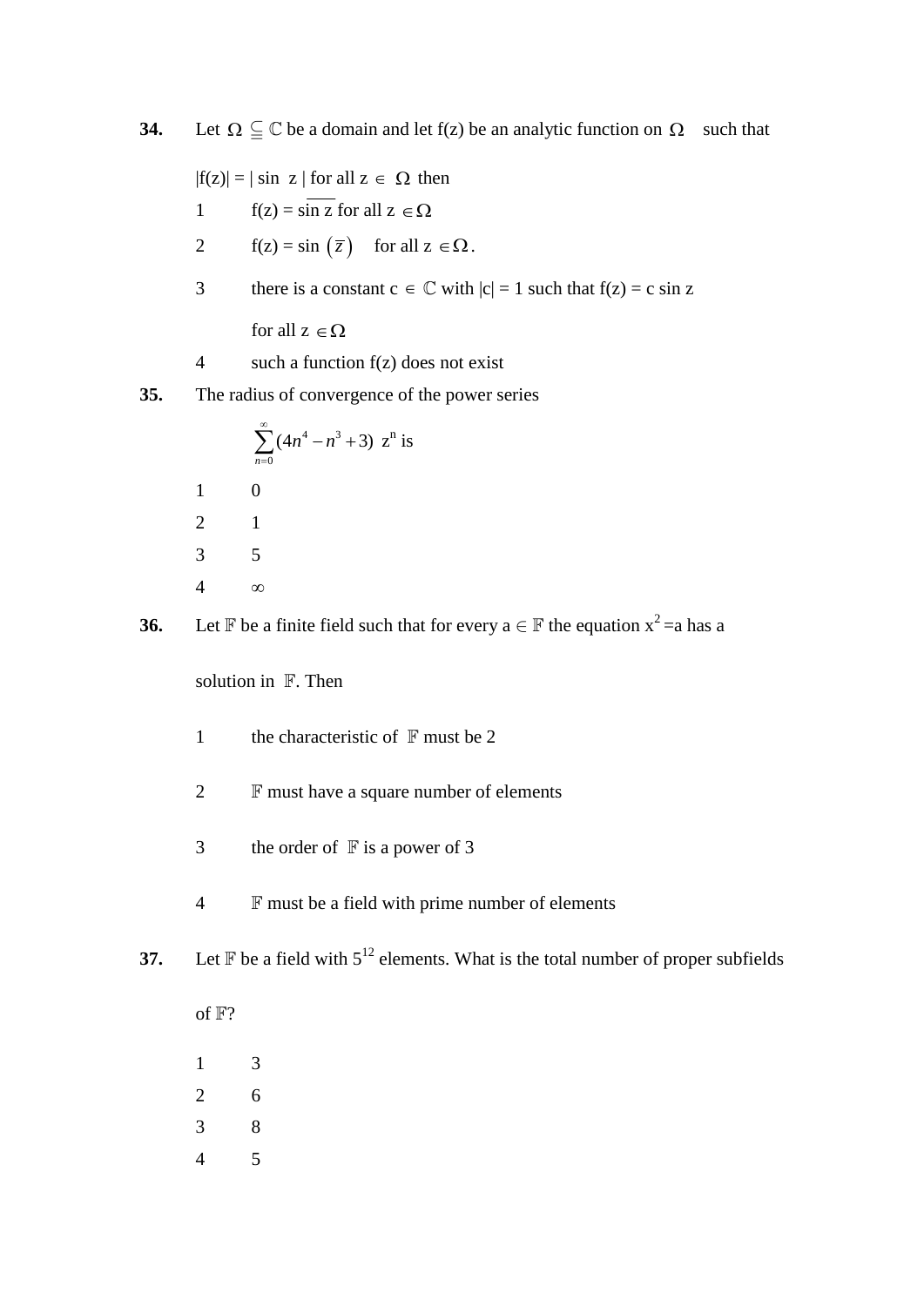**34.** Let $\Omega \subseteqq \mathbb{C}$ be a domain and let f(z) be an analytic function on $\Omega$ such that

$|f(z)| = |\sin z|$ for all $z \in \Omega$ then

1. $f(z) = \overline{\sin z}$ for all $z \in \Omega$
2. $f(z) = \sin(\overline{z})$ for all $z \in \Omega$.
3. there is a constant $c \in \mathbb{C}$ with $|c| = 1$ such that $f(z) = c \sin z$ for all $z \in \Omega$
4. such a function f(z) does not exist

**35.** The radius of convergence of the power series

$$\sum_{n=0}^{\infty}(4n^4 - n^3 + 3)\ z^n \text{ is}$$

1. 0
2. 1
3. 5
4. $\infty$

**36.** Let $\mathbb{F}$ be a finite field such that for every $a \in \mathbb{F}$ the equation $x^2 = a$ has a solution in $\mathbb{F}$. Then

1. the characteristic of $\mathbb{F}$ must be 2
2. $\mathbb{F}$ must have a square number of elements
3. the order of $\mathbb{F}$ is a power of 3
4. $\mathbb{F}$ must be a field with prime number of elements

**37.** Let $\mathbb{F}$ be a field with $5^{12}$ elements. What is the total number of proper subfields of $\mathbb{F}$?

1. 3
2. 6
3. 8
4. 5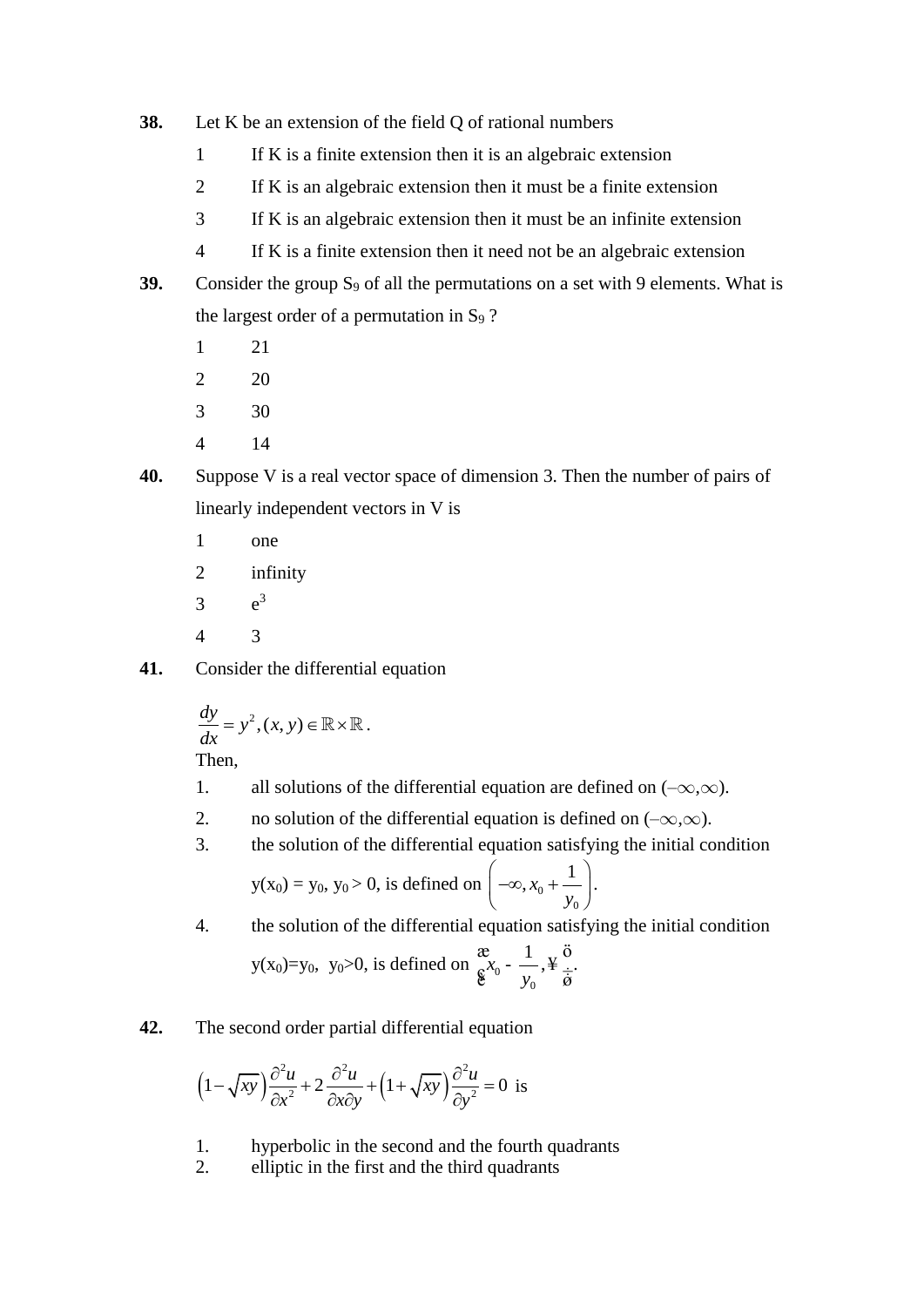**38.** Let K be an extension of the field Q of rational numbers

1. If K is a finite extension then it is an algebraic extension
2. If K is an algebraic extension then it must be a finite extension
3. If K is an algebraic extension then it must be an infinite extension
4. If K is a finite extension then it need not be an algebraic extension

**39.** Consider the group $S_9$ of all the permutations on a set with 9 elements. What is the largest order of a permutation in $S_9$ ?

1. 21
2. 20
3. 30
4. 14

**40.** Suppose V is a real vector space of dimension 3. Then the number of pairs of linearly independent vectors in V is

1. one
2. infinity
3. $e^3$
4. 3

**41.** Consider the differential equation

$$\frac{dy}{dx} = y^2, (x, y) \in \mathbb{R} \times \mathbb{R}.$$

Then,

1. all solutions of the differential equation are defined on $(-\infty, \infty)$.
2. no solution of the differential equation is defined on $(-\infty, \infty)$.
3. the solution of the differential equation satisfying the initial condition $y(x_0) = y_0$, $y_0 > 0$, is defined on $\left(-\infty, x_0 + \frac{1}{y_0}\right)$.
4. the solution of the differential equation satisfying the initial condition $y(x_0)=y_0$, $y_0>0$, is defined on $\left(x_0 - \frac{1}{y_0}, \infty\right)$.

**42.** The second order partial differential equation

$$\left(1-\sqrt{xy}\right)\frac{\partial^2 u}{\partial x^2} + 2\frac{\partial^2 u}{\partial x \partial y} + \left(1+\sqrt{xy}\right)\frac{\partial^2 u}{\partial y^2} = 0 \text{ is}$$

1. hyperbolic in the second and the fourth quadrants
2. elliptic in the first and the third quadrants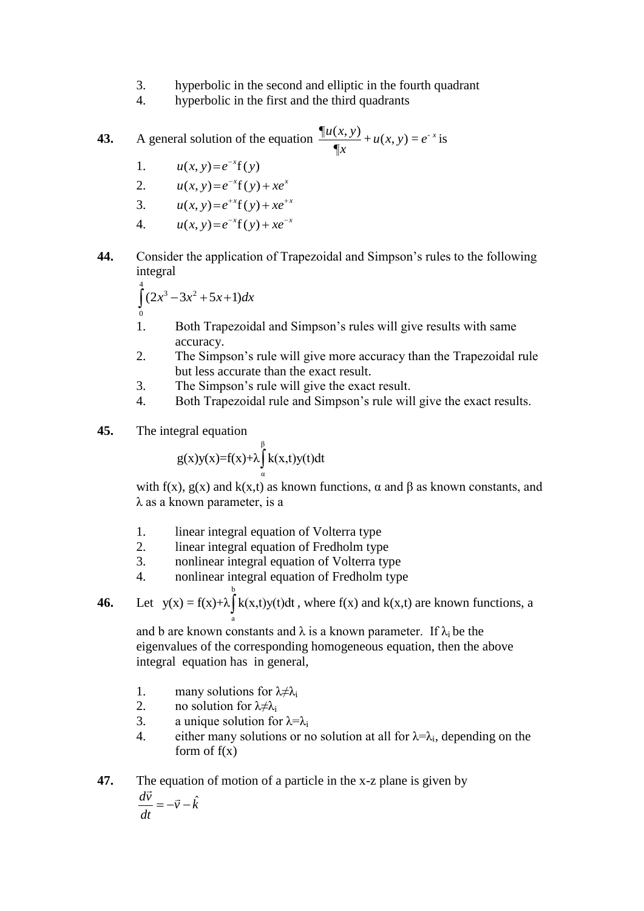3. hyperbolic in the second and elliptic in the fourth quadrant
4. hyperbolic in the first and the third quadrants

**43.** A general solution of the equation $\frac{\partial u(x,y)}{\partial x} + u(x,y) = e^{-x}$ is

1. $u(x,y) = e^{-x} f(y)$
2. $u(x,y) = e^{-x} f(y) + xe^{x}$
3. $u(x,y) = e^{+x} f(y) + xe^{+x}$
4. $u(x,y) = e^{-x} f(y) + xe^{-x}$

**44.** Consider the application of Trapezoidal and Simpson's rules to the following integral

$$\int_0^4 (2x^3 - 3x^2 + 5x + 1)dx$$

1. Both Trapezoidal and Simpson's rules will give results with same accuracy.
2. The Simpson's rule will give more accuracy than the Trapezoidal rule but less accurate than the exact result.
3. The Simpson's rule will give the exact result.
4. Both Trapezoidal rule and Simpson's rule will give the exact results.

**45.** The integral equation

$$g(x)y(x) = f(x) + \lambda \int_\alpha^\beta k(x,t)y(t)dt$$

with f(x), g(x) and k(x,t) as known functions, α and β as known constants, and λ as a known parameter, is a

1. linear integral equation of Volterra type
2. linear integral equation of Fredholm type
3. nonlinear integral equation of Volterra type
4. nonlinear integral equation of Fredholm type

**46.** Let $y(x) = f(x) + \lambda \int_a^b k(x,t)y(t)dt$, where f(x) and k(x,t) are known functions, a and b are known constants and λ is a known parameter. If $\lambda_i$ be the eigenvalues of the corresponding homogeneous equation, then the above integral equation has in general,

1. many solutions for $\lambda \neq \lambda_i$
2. no solution for $\lambda \neq \lambda_i$
3. a unique solution for $\lambda = \lambda_i$
4. either many solutions or no solution at all for $\lambda = \lambda_i$, depending on the form of f(x)

**47.** The equation of motion of a particle in the x-z plane is given by

$$\frac{d\vec{v}}{dt} = -\vec{v} - \hat{k}$$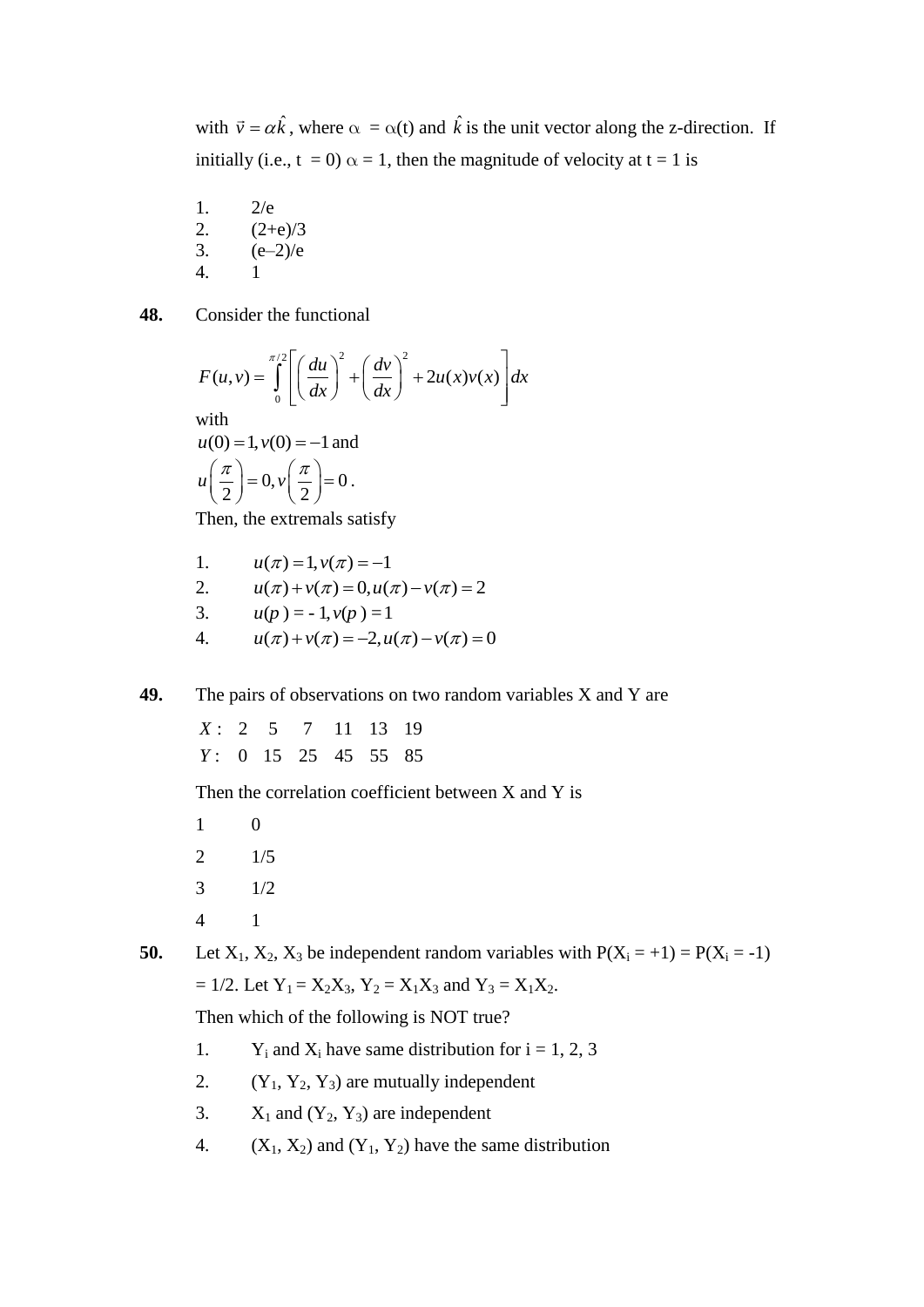with $\vec{v} = \alpha \hat{k}$, where $\alpha = \alpha(t)$ and $\hat{k}$ is the unit vector along the z-direction. If initially (i.e., $t = 0$) $\alpha = 1$, then the magnitude of velocity at $t = 1$ is

1. $2/e$
2. $(2+e)/3$
3. $(e-2)/e$
4. $1$

**48.** Consider the functional

$$F(u,v) = \int_0^{\pi/2} \left[ \left( \frac{du}{dx} \right)^2 + \left( \frac{dv}{dx} \right)^2 + 2u(x)v(x) \right] dx$$

with
$u(0) = 1, v(0) = -1$ and
$u\left(\frac{\pi}{2}\right) = 0, v\left(\frac{\pi}{2}\right) = 0$.

Then, the extremals satisfy

1. $u(\pi) = 1, v(\pi) = -1$
2. $u(\pi) + v(\pi) = 0, u(\pi) - v(\pi) = 2$
3. $u(p) = -1, v(p) = 1$
4. $u(\pi) + v(\pi) = -2, u(\pi) - v(\pi) = 0$

**49.** The pairs of observations on two random variables X and Y are

| $X:$ | 2 | 5 | 7 | 11 | 13 | 19 |
|---|---|---|---|---|---|---|
| $Y:$ | 0 | 15 | 25 | 45 | 55 | 85 |

Then the correlation coefficient between X and Y is

1. 0
2. 1/5
3. 1/2
4. 1

**50.** Let $X_1, X_2, X_3$ be independent random variables with $P(X_i = +1) = P(X_i = -1) = 1/2$. Let $Y_1 = X_2X_3$, $Y_2 = X_1X_3$ and $Y_3 = X_1X_2$.

Then which of the following is NOT true?

1. $Y_i$ and $X_i$ have same distribution for i = 1, 2, 3
2. $(Y_1, Y_2, Y_3)$ are mutually independent
3. $X_1$ and $(Y_2, Y_3)$ are independent
4. $(X_1, X_2)$ and $(Y_1, Y_2)$ have the same distribution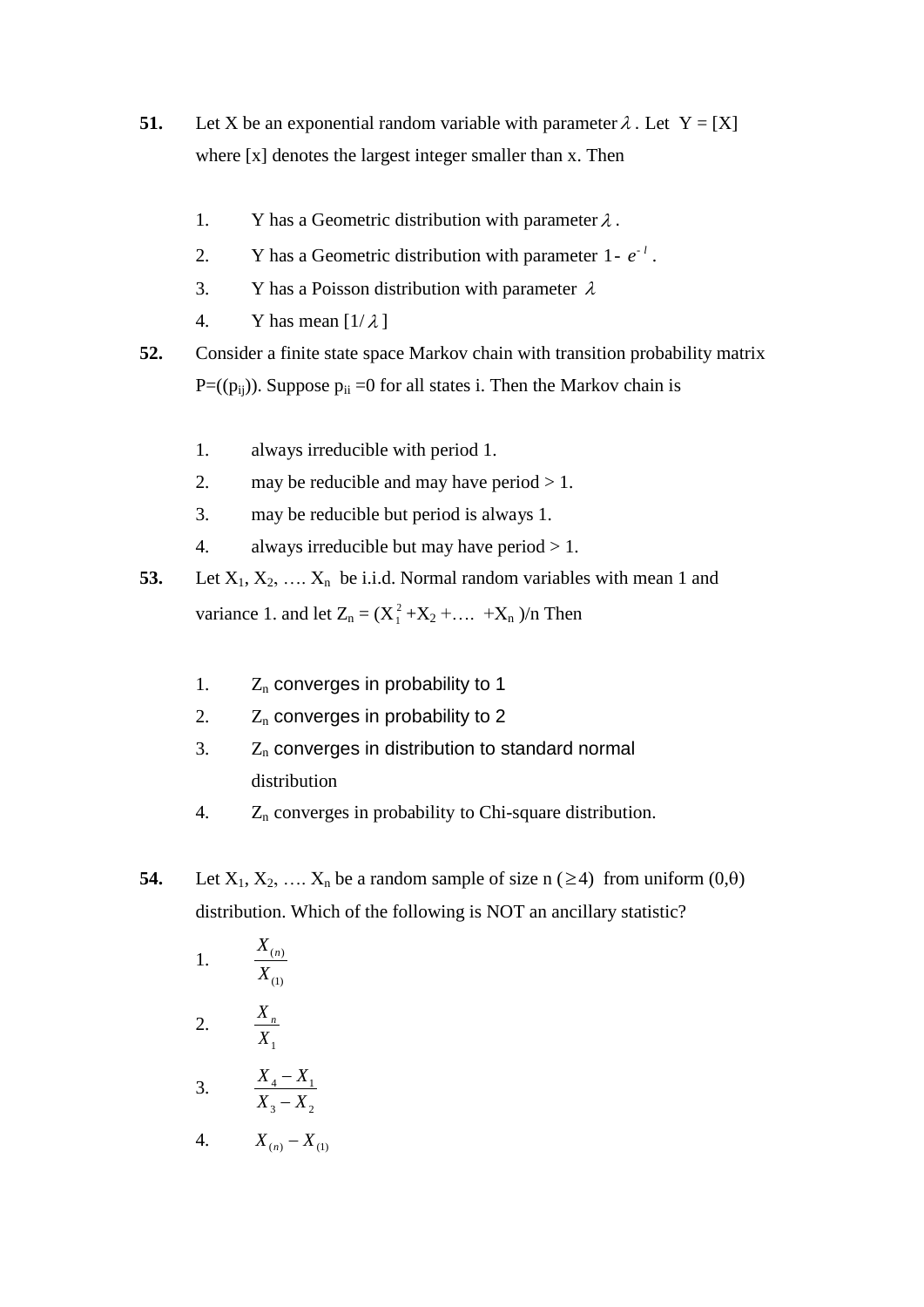**51.** Let X be an exponential random variable with parameter $\lambda$. Let Y = [X] where [x] denotes the largest integer smaller than x. Then

1. Y has a Geometric distribution with parameter $\lambda$.
2. Y has a Geometric distribution with parameter $1- e^{-l}$.
3. Y has a Poisson distribution with parameter $\lambda$
4. Y has mean $[1/\lambda]$

**52.** Consider a finite state space Markov chain with transition probability matrix $P=((p_{ij}))$. Suppose $p_{ii} =0$ for all states i. Then the Markov chain is

1. always irreducible with period 1.
2. may be reducible and may have period > 1.
3. may be reducible but period is always 1.
4. always irreducible but may have period > 1.

**53.** Let $X_1, X_2, \ldots X_n$ be i.i.d. Normal random variables with mean 1 and variance 1. and let $Z_n = (X_1^2 + X_2 + \ldots + X_n)/n$ Then

1. $Z_n$ converges in probability to 1
2. $Z_n$ converges in probability to 2
3. $Z_n$ converges in distribution to standard normal distribution
4. $Z_n$ converges in probability to Chi-square distribution.

**54.** Let $X_1, X_2, \ldots X_n$ be a random sample of size n ($\geq 4$) from uniform $(0,\theta)$ distribution. Which of the following is NOT an ancillary statistic?

1. $\dfrac{X_{(n)}}{X_{(1)}}$
2. $\dfrac{X_n}{X_1}$
3. $\dfrac{X_4 - X_1}{X_3 - X_2}$
4. $X_{(n)} - X_{(1)}$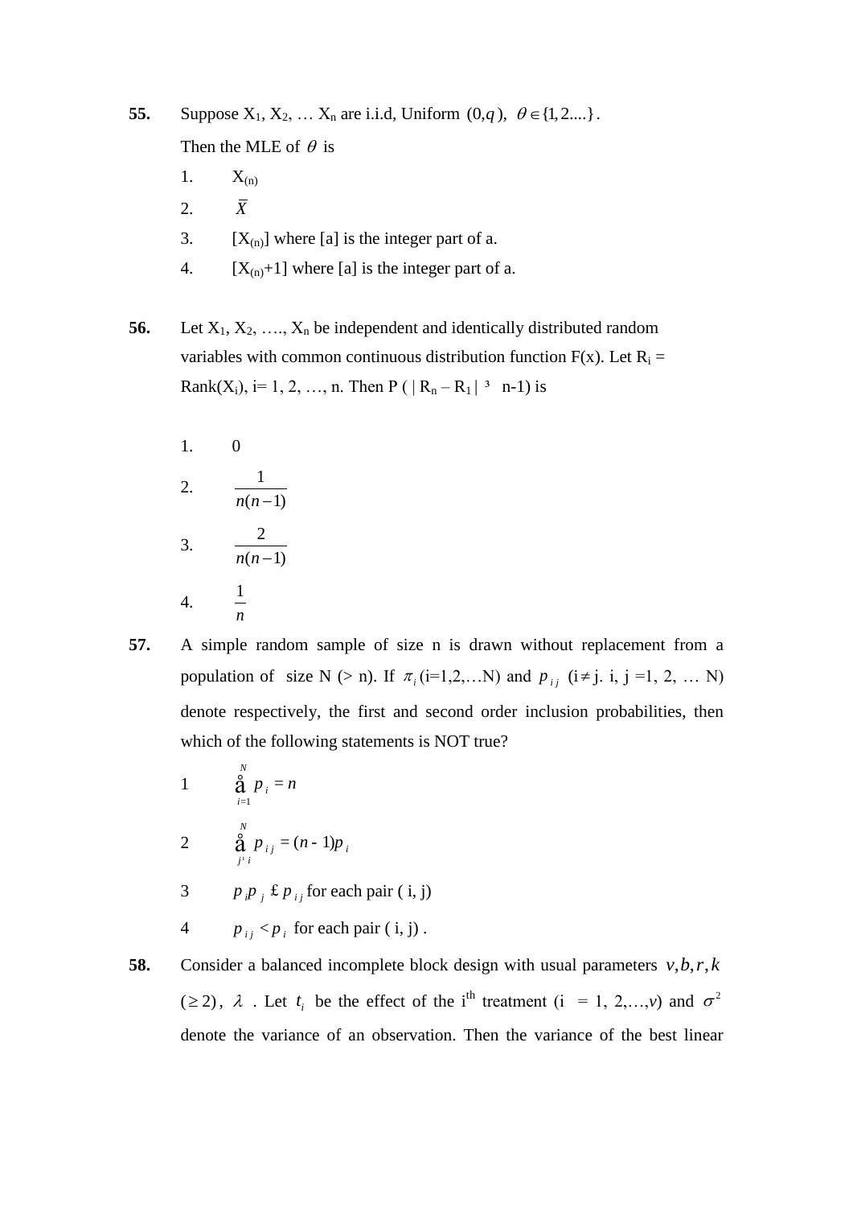**55.** Suppose $X_1, X_2, \ldots X_n$ are i.i.d, Uniform $(0,\theta)$, $\theta \in \{1, 2....\}$.

Then the MLE of $\theta$ is

1. $X_{(n)}$
2. $\bar{X}$
3. $[X_{(n)}]$ where [a] is the integer part of a.
4. $[X_{(n)}+1]$ where [a] is the integer part of a.

**56.** Let $X_1, X_2, \ldots, X_n$ be independent and identically distributed random variables with common continuous distribution function F(x). Let $R_i$ = Rank($X_i$), i= 1, 2, …, n. Then $P(|R_n - R_1| \geq n-1)$ is

1. 0
2. $\dfrac{1}{n(n-1)}$
3. $\dfrac{2}{n(n-1)}$
4. $\dfrac{1}{n}$

**57.** A simple random sample of size n is drawn without replacement from a population of size N (> n). If $\pi_i$ (i=1,2,…N) and $\pi_{ij}$ ($i \neq j$. i, j =1, 2, … N) denote respectively, the first and second order inclusion probabilities, then which of the following statements is NOT true?

1. $\sum_{i=1}^{N} \pi_i = n$
2. $\sum_{j \neq i}^{N} \pi_{ij} = (n-1)\pi_i$
3. $\pi_i \pi_j \leq \pi_{ij}$ for each pair ( i, j)
4. $\pi_{ij} < \pi_i$ for each pair ( i, j) .

**58.** Consider a balanced incomplete block design with usual parameters $v, b, r, k$ $(\geq 2)$, $\lambda$ . Let $t_i$ be the effect of the i^th^ treatment (i = 1, 2,…,$v$) and $\sigma^2$ denote the variance of an observation. Then the variance of the best linear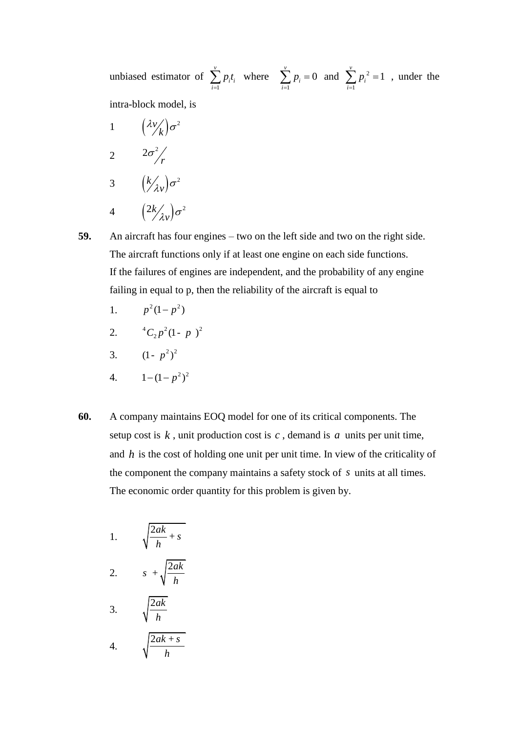unbiased estimator of $\sum_{i=1}^{v} p_i t_i$ where $\sum_{i=1}^{v} p_i = 0$ and $\sum_{i=1}^{v} p_i^2 = 1$, under the intra-block model, is

1 $\left(\lambda v / k\right)\sigma^2$

2 $2\sigma^2 / r$

3 $\left(k / \lambda v\right)\sigma^2$

4 $\left(2k / \lambda v\right)\sigma^2$

**59.** An aircraft has four engines – two on the left side and two on the right side. The aircraft functions only if at least one engine on each side functions. If the failures of engines are independent, and the probability of any engine failing in equal to p, then the reliability of the aircraft is equal to

1. $p^2(1-p^2)$
2. ${}^4C_2 p^2 (1-p)^2$
3. $(1-p^2)^2$
4. $1-(1-p^2)^2$

**60.** A company maintains EOQ model for one of its critical components. The setup cost is $k$, unit production cost is $c$, demand is $a$ units per unit time, and $h$ is the cost of holding one unit per unit time. In view of the criticality of the component the company maintains a safety stock of $s$ units at all times. The economic order quantity for this problem is given by.

1. $\sqrt{\frac{2ak}{h} + s}$
2. $s + \sqrt{\frac{2ak}{h}}$
3. $\sqrt{\frac{2ak}{h}}$
4. $\sqrt{\frac{2ak + s}{h}}$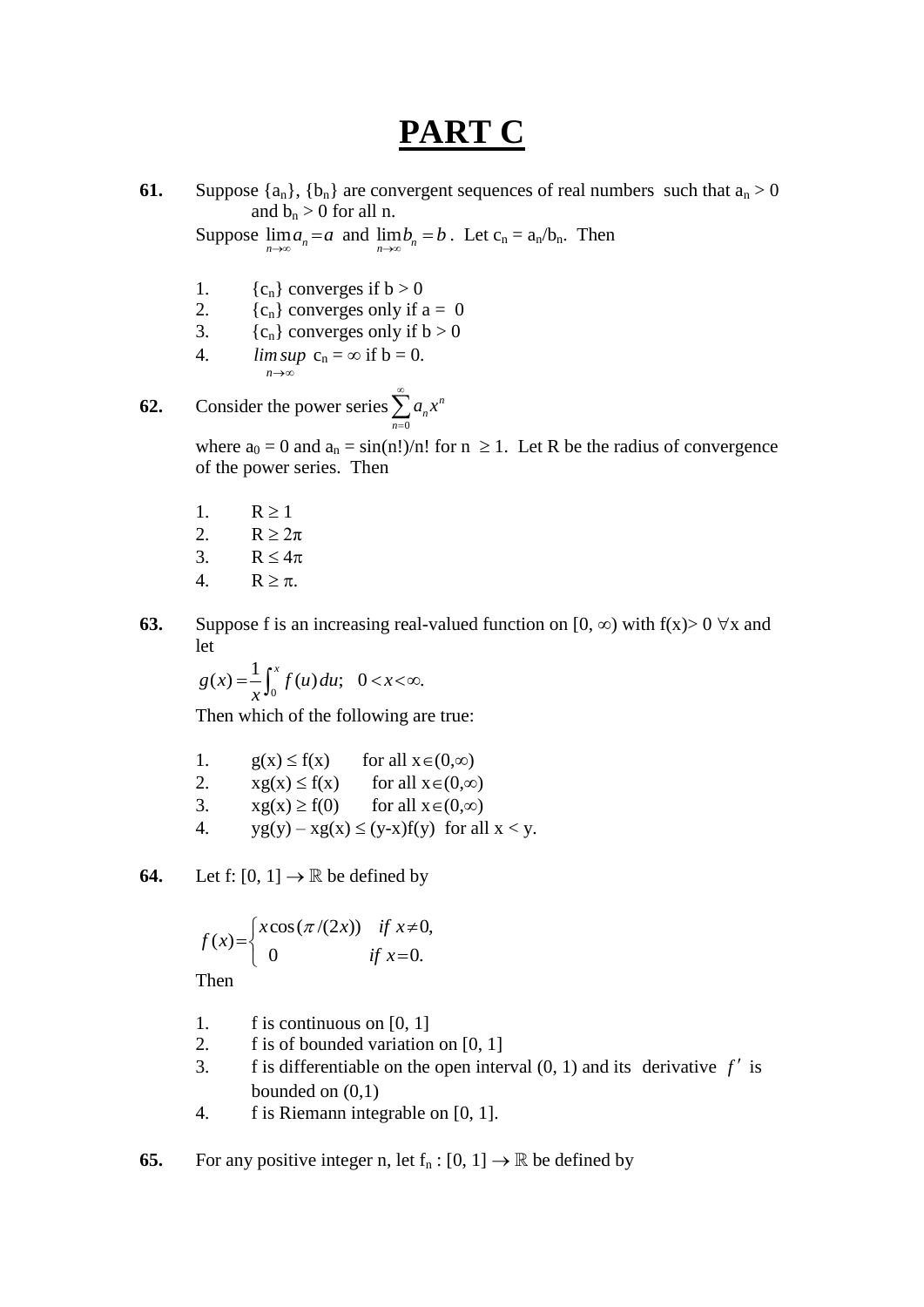# PART C

**61.** Suppose $\{a_n\}$, $\{b_n\}$ are convergent sequences of real numbers such that $a_n > 0$ and $b_n > 0$ for all n.

Suppose $\lim_{n\to\infty} a_n = a$ and $\lim_{n\to\infty} b_n = b$. Let $c_n = a_n/b_n$. Then

1. $\{c_n\}$ converges if $b > 0$
2. $\{c_n\}$ converges only if $a = 0$
3. $\{c_n\}$ converges only if $b > 0$
4. $\limsup_{n\to\infty} c_n = \infty$ if $b = 0$.

**62.** Consider the power series $\sum_{n=0}^{\infty} a_n x^n$

where $a_0 = 0$ and $a_n = \sin(n!)/n!$ for $n \geq 1$. Let R be the radius of convergence of the power series. Then

1. $R \geq 1$
2. $R \geq 2\pi$
3. $R \leq 4\pi$
4. $R \geq \pi$.

**63.** Suppose f is an increasing real-valued function on $[0, \infty)$ with $f(x) > 0$ $\forall x$ and let

$$g(x) = \frac{1}{x}\int_0^x f(u)\,du; \quad 0 < x < \infty.$$

Then which of the following are true:

1. $g(x) \leq f(x)$ for all $x \in (0,\infty)$
2. $xg(x) \leq f(x)$ for all $x \in (0,\infty)$
3. $xg(x) \geq f(0)$ for all $x \in (0,\infty)$
4. $yg(y) - xg(x) \leq (y-x)f(y)$ for all $x < y$.

**64.** Let $f: [0, 1] \to \mathbb{R}$ be defined by

$$f(x) = \begin{cases} x\cos(\pi/(2x)) & \text{if } x \neq 0, \\ 0 & \text{if } x = 0. \end{cases}$$

Then

1. f is continuous on [0, 1]
2. f is of bounded variation on [0, 1]
3. f is differentiable on the open interval (0, 1) and its derivative $f'$ is bounded on (0,1)
4. f is Riemann integrable on [0, 1].

**65.** For any positive integer n, let $f_n : [0, 1] \to \mathbb{R}$ be defined by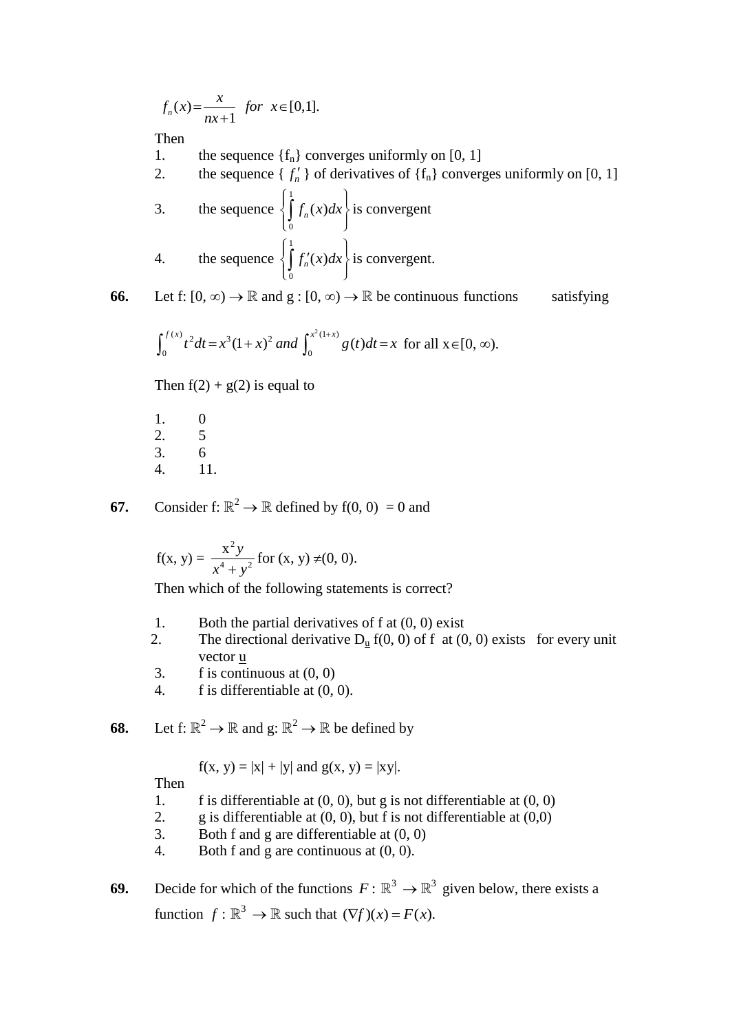$$f_n(x) = \frac{x}{nx+1} \quad for \quad x \in [0,1].$$

Then

1. the sequence $\{f_n\}$ converges uniformly on [0, 1]
2. the sequence $\{ f_n' \}$ of derivatives of $\{f_n\}$ converges uniformly on [0, 1]
3. the sequence $\left\{ \int_0^1 f_n(x)dx \right\}$ is convergent
4. the sequence $\left\{ \int_0^1 f_n'(x)dx \right\}$ is convergent.

**66.** Let f: $[0, \infty) \to \mathbb{R}$ and g : $[0, \infty) \to \mathbb{R}$ be continuous functions satisfying

$$\int_0^{f(x)} t^2 dt = x^3(1+x)^2 \ and \ \int_0^{x^2(1+x)} g(t)dt = x \text{ for all } x \in [0, \infty).$$

Then f(2) + g(2) is equal to

1. 0
2. 5
3. 6
4. 11.

**67.** Consider f: $\mathbb{R}^2 \to \mathbb{R}$ defined by f(0, 0) = 0 and

$$f(x, y) = \frac{x^2 y}{x^4 + y^2} \text{ for } (x, y) \neq (0, 0).$$

Then which of the following statements is correct?

1. Both the partial derivatives of f at (0, 0) exist
2. The directional derivative $D_{\underline{u}}$ f(0, 0) of f at (0, 0) exists for every unit vector $\underline{u}$
3. f is continuous at (0, 0)
4. f is differentiable at (0, 0).

**68.** Let f: $\mathbb{R}^2 \to \mathbb{R}$ and g: $\mathbb{R}^2 \to \mathbb{R}$ be defined by

f(x, y) = |x| + |y| and g(x, y) = |xy|.

Then

1. f is differentiable at (0, 0), but g is not differentiable at (0, 0)
2. g is differentiable at (0, 0), but f is not differentiable at (0,0)
3. Both f and g are differentiable at (0, 0)
4. Both f and g are continuous at (0, 0).

**69.** Decide for which of the functions $F : \mathbb{R}^3 \to \mathbb{R}^3$ given below, there exists a function $f : \mathbb{R}^3 \to \mathbb{R}$ such that $(\nabla f)(x) = F(x).$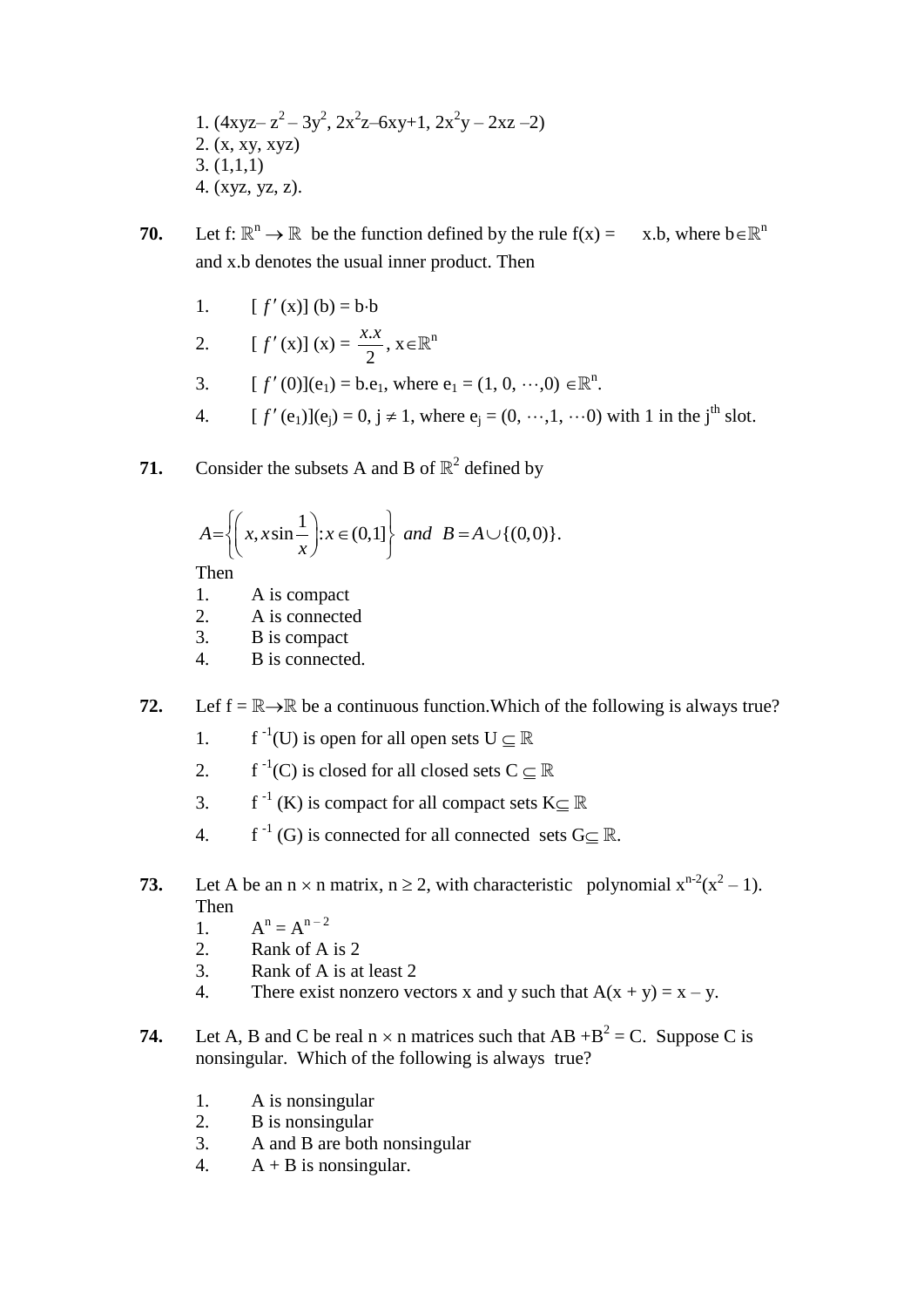1. $(4xyz - z^2 - 3y^2, 2x^2z - 6xy + 1, 2x^2y - 2xz - 2)$
2. $(x, xy, xyz)$
3. $(1,1,1)$
4. $(xyz, yz, z)$.

**70.** Let $f: \mathbb{R}^n \to \mathbb{R}$ be the function defined by the rule $f(x) = x.b$, where $b \in \mathbb{R}^n$ and $x.b$ denotes the usual inner product. Then

1. $[f'(x)](b) = b \cdot b$
2. $[f'(x)](x) = \dfrac{x.x}{2}$, $x \in \mathbb{R}^n$
3. $[f'(0)](e_1) = b.e_1$, where $e_1 = (1, 0, \cdots, 0) \in \mathbb{R}^n$.
4. $[f'(e_1)](e_j) = 0$, $j \neq 1$, where $e_j = (0, \cdots, 1, \cdots 0)$ with 1 in the $j^{th}$ slot.

**71.** Consider the subsets A and B of $\mathbb{R}^2$ defined by

$$A = \left\{ \left( x, x \sin \frac{1}{x} \right) : x \in (0,1] \right\} \ \ and \ \ B = A \cup \{(0,0)\}.$$

Then
1. A is compact
2. A is connected
3. B is compact
4. B is connected.

**72.** Lef $f = \mathbb{R} \to \mathbb{R}$ be a continuous function.Which of the following is always true?

1. $f^{-1}(U)$ is open for all open sets $U \subseteq \mathbb{R}$
2. $f^{-1}(C)$ is closed for all closed sets $C \subseteq \mathbb{R}$
3. $f^{-1}(K)$ is compact for all compact sets $K \subseteq \mathbb{R}$
4. $f^{-1}(G)$ is connected for all connected sets $G \subseteq \mathbb{R}$.

**73.** Let A be an $n \times n$ matrix, $n \geq 2$, with characteristic polynomial $x^{n-2}(x^2 - 1)$. Then
1. $A^n = A^{n-2}$
2. Rank of A is 2
3. Rank of A is at least 2
4. There exist nonzero vectors x and y such that $A(x + y) = x - y$.

**74.** Let A, B and C be real $n \times n$ matrices such that $AB + B^2 = C$. Suppose C is nonsingular. Which of the following is always true?

1. A is nonsingular
2. B is nonsingular
3. A and B are both nonsingular
4. A + B is nonsingular.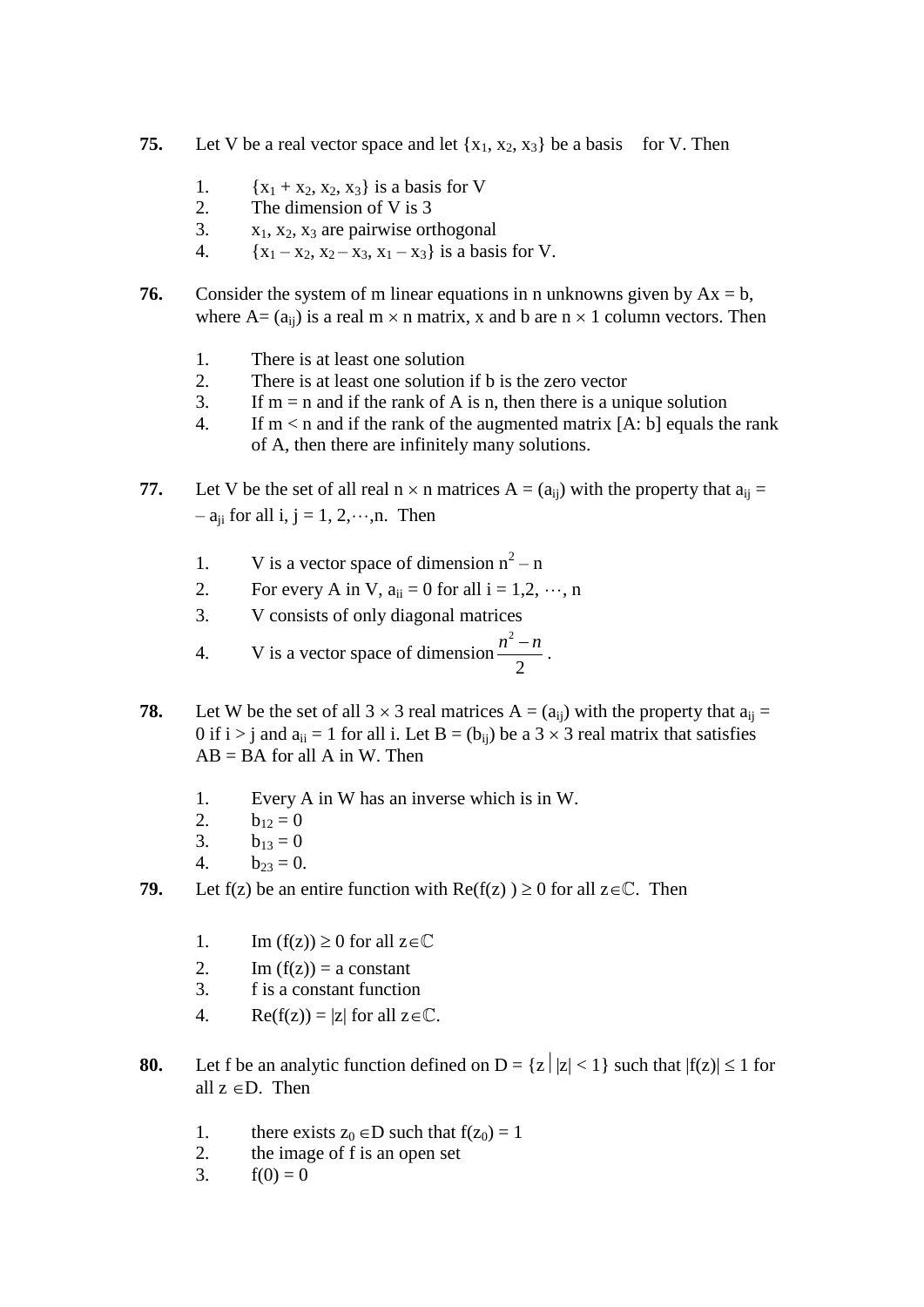**75.** Let V be a real vector space and let $\{x_1, x_2, x_3\}$ be a basis for V. Then

1. $\{x_1 + x_2, x_2, x_3\}$ is a basis for V
2. The dimension of V is 3
3. $x_1, x_2, x_3$ are pairwise orthogonal
4. $\{x_1 - x_2, x_2 - x_3, x_1 - x_3\}$ is a basis for V.

**76.** Consider the system of m linear equations in n unknowns given by $Ax = b$, where $A = (a_{ij})$ is a real $m \times n$ matrix, x and b are $n \times 1$ column vectors. Then

1. There is at least one solution
2. There is at least one solution if b is the zero vector
3. If m = n and if the rank of A is n, then there is a unique solution
4. If m < n and if the rank of the augmented matrix [A: b] equals the rank of A, then there are infinitely many solutions.

**77.** Let V be the set of all real $n \times n$ matrices $A = (a_{ij})$ with the property that $a_{ij} = -a_{ji}$ for all $i, j = 1, 2, \cdots, n$. Then

1. V is a vector space of dimension $n^2 - n$
2. For every A in V, $a_{ii} = 0$ for all $i = 1, 2, \cdots, n$
3. V consists of only diagonal matrices
4. V is a vector space of dimension $\dfrac{n^2 - n}{2}$.

**78.** Let W be the set of all $3 \times 3$ real matrices $A = (a_{ij})$ with the property that $a_{ij} = 0$ if $i > j$ and $a_{ii} = 1$ for all i. Let $B = (b_{ij})$ be a $3 \times 3$ real matrix that satisfies $AB = BA$ for all A in W. Then

1. Every A in W has an inverse which is in W.
2. $b_{12} = 0$
3. $b_{13} = 0$
4. $b_{23} = 0$.

**79.** Let f(z) be an entire function with $\text{Re}(f(z)) \geq 0$ for all $z \in \mathbb{C}$. Then

1. $\text{Im}(f(z)) \geq 0$ for all $z \in \mathbb{C}$
2. $\text{Im}(f(z))$ = a constant
3. f is a constant function
4. $\text{Re}(f(z)) = |z|$ for all $z \in \mathbb{C}$.

**80.** Let f be an analytic function defined on $D = \{z \mid |z| < 1\}$ such that $|f(z)| \leq 1$ for all $z \in D$. Then

1. there exists $z_0 \in D$ such that $f(z_0) = 1$
2. the image of f is an open set
3. $f(0) = 0$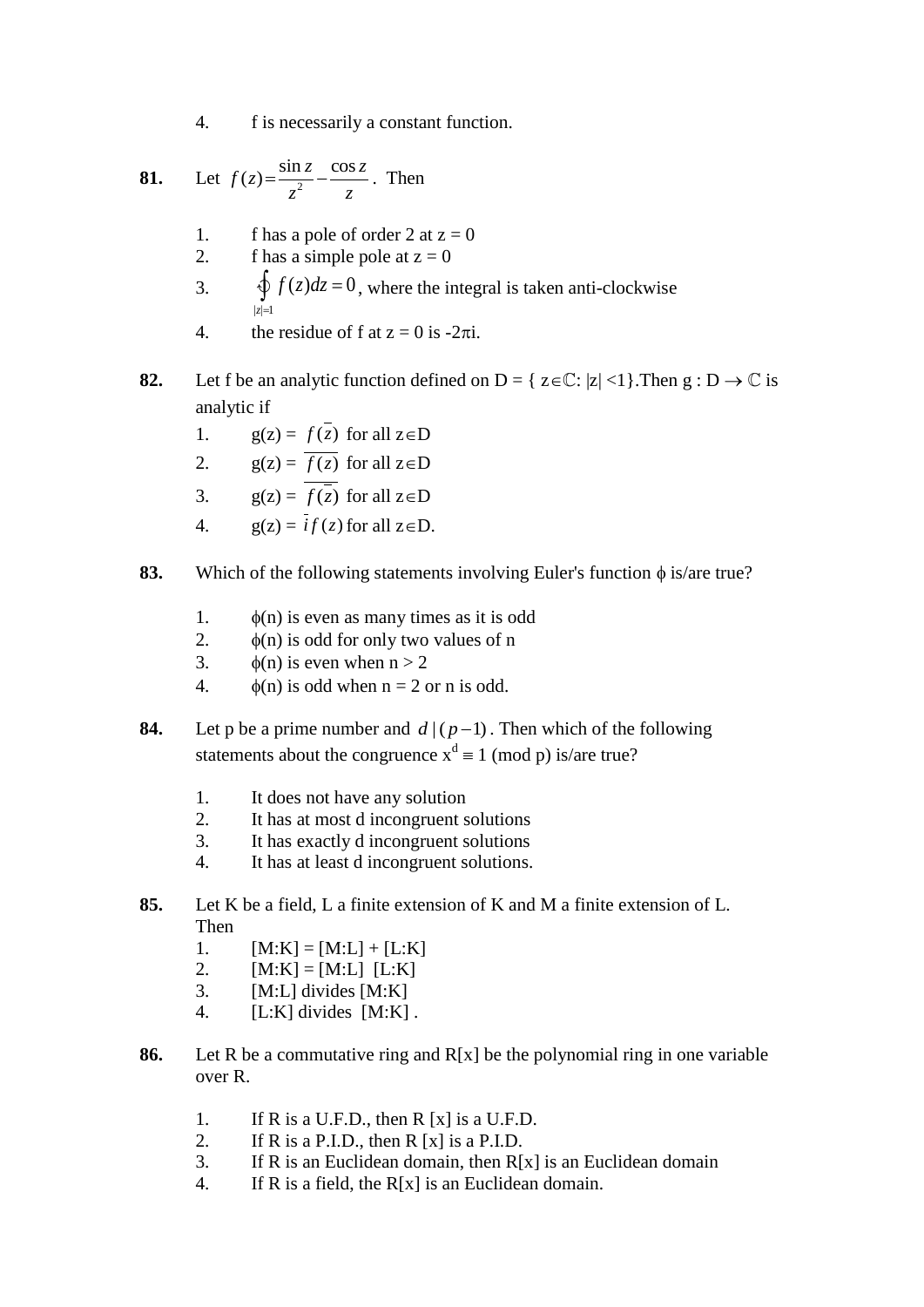4. f is necessarily a constant function.

**81.** Let $f(z) = \frac{\sin z}{z^2} - \frac{\cos z}{z}$. Then

1. f has a pole of order 2 at z = 0
2. f has a simple pole at z = 0
3. $\oint_{|z|=1} f(z)dz = 0$, where the integral is taken anti-clockwise
4. the residue of f at z = 0 is $-2\pi i$.

**82.** Let f be an analytic function defined on D = { z∈ℂ: |z| <1}.Then g : D → ℂ is analytic if

1. g(z) = $f(\bar{z})$ for all z∈D
2. g(z) = $\overline{f(z)}$ for all z∈D
3. g(z) = $\overline{f(\bar{z})}$ for all z∈D
4. g(z) = $\bar{i} f(z)$ for all z∈D.

**83.** Which of the following statements involving Euler's function $\phi$ is/are true?

1. $\phi(n)$ is even as many times as it is odd
2. $\phi(n)$ is odd for only two values of n
3. $\phi(n)$ is even when n > 2
4. $\phi(n)$ is odd when n = 2 or n is odd.

**84.** Let p be a prime number and $d \mid (p-1)$. Then which of the following statements about the congruence $x^d \equiv 1 \pmod{p}$ is/are true?

1. It does not have any solution
2. It has at most d incongruent solutions
3. It has exactly d incongruent solutions
4. It has at least d incongruent solutions.

**85.** Let K be a field, L a finite extension of K and M a finite extension of L. Then

1. [M:K] = [M:L] + [L:K]
2. [M:K] = [M:L] [L:K]
3. [M:L] divides [M:K]
4. [L:K] divides [M:K] .

**86.** Let R be a commutative ring and R[x] be the polynomial ring in one variable over R.

1. If R is a U.F.D., then R [x] is a U.F.D.
2. If R is a P.I.D., then R [x] is a P.I.D.
3. If R is an Euclidean domain, then R[x] is an Euclidean domain
4. If R is a field, the R[x] is an Euclidean domain.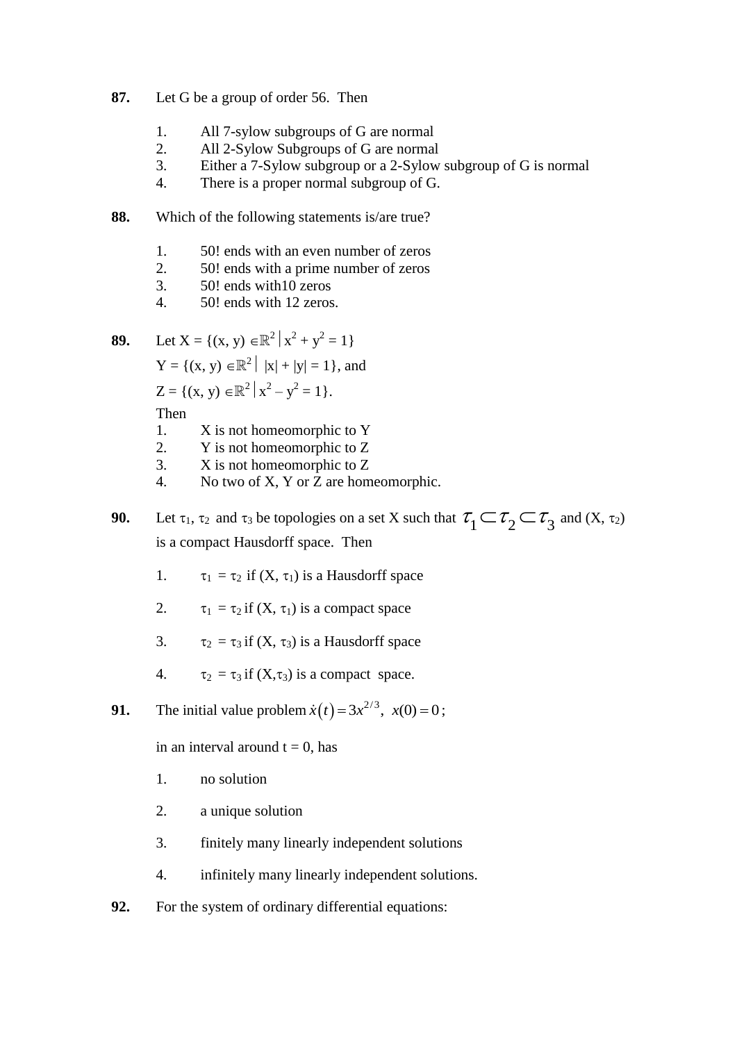**87.** Let G be a group of order 56. Then

1. All 7-sylow subgroups of G are normal
2. All 2-Sylow Subgroups of G are normal
3. Either a 7-Sylow subgroup or a 2-Sylow subgroup of G is normal
4. There is a proper normal subgroup of G.

**88.** Which of the following statements is/are true?

1. 50! ends with an even number of zeros
2. 50! ends with a prime number of zeros
3. 50! ends with10 zeros
4. 50! ends with 12 zeros.

**89.** Let $X = \{(x, y) \in \mathbb{R}^2 \mid x^2 + y^2 = 1\}$

$Y = \{(x, y) \in \mathbb{R}^2 \mid |x| + |y| = 1\}$, and

$Z = \{(x, y) \in \mathbb{R}^2 \mid x^2 - y^2 = 1\}$.

Then

1. X is not homeomorphic to Y
2. Y is not homeomorphic to Z
3. X is not homeomorphic to Z
4. No two of X, Y or Z are homeomorphic.

**90.** Let $\tau_1$, $\tau_2$ and $\tau_3$ be topologies on a set X such that $\tau_1 \subset \tau_2 \subset \tau_3$ and $(X, \tau_2)$ is a compact Hausdorff space. Then

1. $\tau_1 = \tau_2$ if $(X, \tau_1)$ is a Hausdorff space
2. $\tau_1 = \tau_2$ if $(X, \tau_1)$ is a compact space
3. $\tau_2 = \tau_3$ if $(X, \tau_3)$ is a Hausdorff space
4. $\tau_2 = \tau_3$ if $(X,\tau_3)$ is a compact space.

**91.** The initial value problem $\dot{x}(t) = 3x^{2/3}, \; x(0) = 0$;

in an interval around t = 0, has

1. no solution
2. a unique solution
3. finitely many linearly independent solutions
4. infinitely many linearly independent solutions.

**92.** For the system of ordinary differential equations: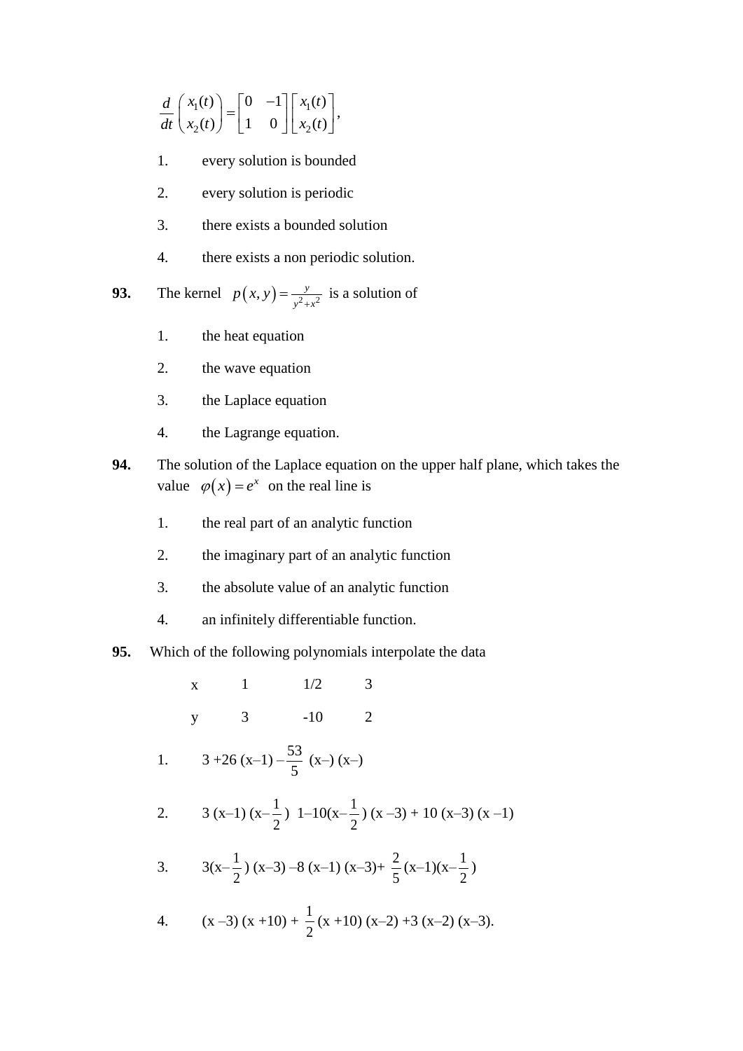$$\frac{d}{dt}\begin{pmatrix} x_1(t) \\ x_2(t) \end{pmatrix} = \begin{bmatrix} 0 & -1 \\ 1 & 0 \end{bmatrix} \begin{bmatrix} x_1(t) \\ x_2(t) \end{bmatrix},$$

1. every solution is bounded
2. every solution is periodic
3. there exists a bounded solution
4. there exists a non periodic solution.

**93.** The kernel $p(x, y) = \frac{y}{y^2 + x^2}$ is a solution of

1. the heat equation
2. the wave equation
3. the Laplace equation
4. the Lagrange equation.

**94.** The solution of the Laplace equation on the upper half plane, which takes the value $\varphi(x) = e^x$ on the real line is

1. the real part of an analytic function
2. the imaginary part of an analytic function
3. the absolute value of an analytic function
4. an infinitely differentiable function.

**95.** Which of the following polynomials interpolate the data

| x | 1 | 1/2 | 3 |
|---|---|---|---|
| y | 3 | -10 | 2 |

1. $3 + 26(x-1) - \frac{53}{5}(x-)(x-)$
2. $3(x-1)(x-\frac{1}{2})\ 1-10(x-\frac{1}{2})(x-3) + 10(x-3)(x-1)$
3. $3(x-\frac{1}{2})(x-3) - 8(x-1)(x-3) + \frac{2}{5}(x-1)(x-\frac{1}{2})$
4. $(x-3)(x+10) + \frac{1}{2}(x+10)(x-2) + 3(x-2)(x-3).$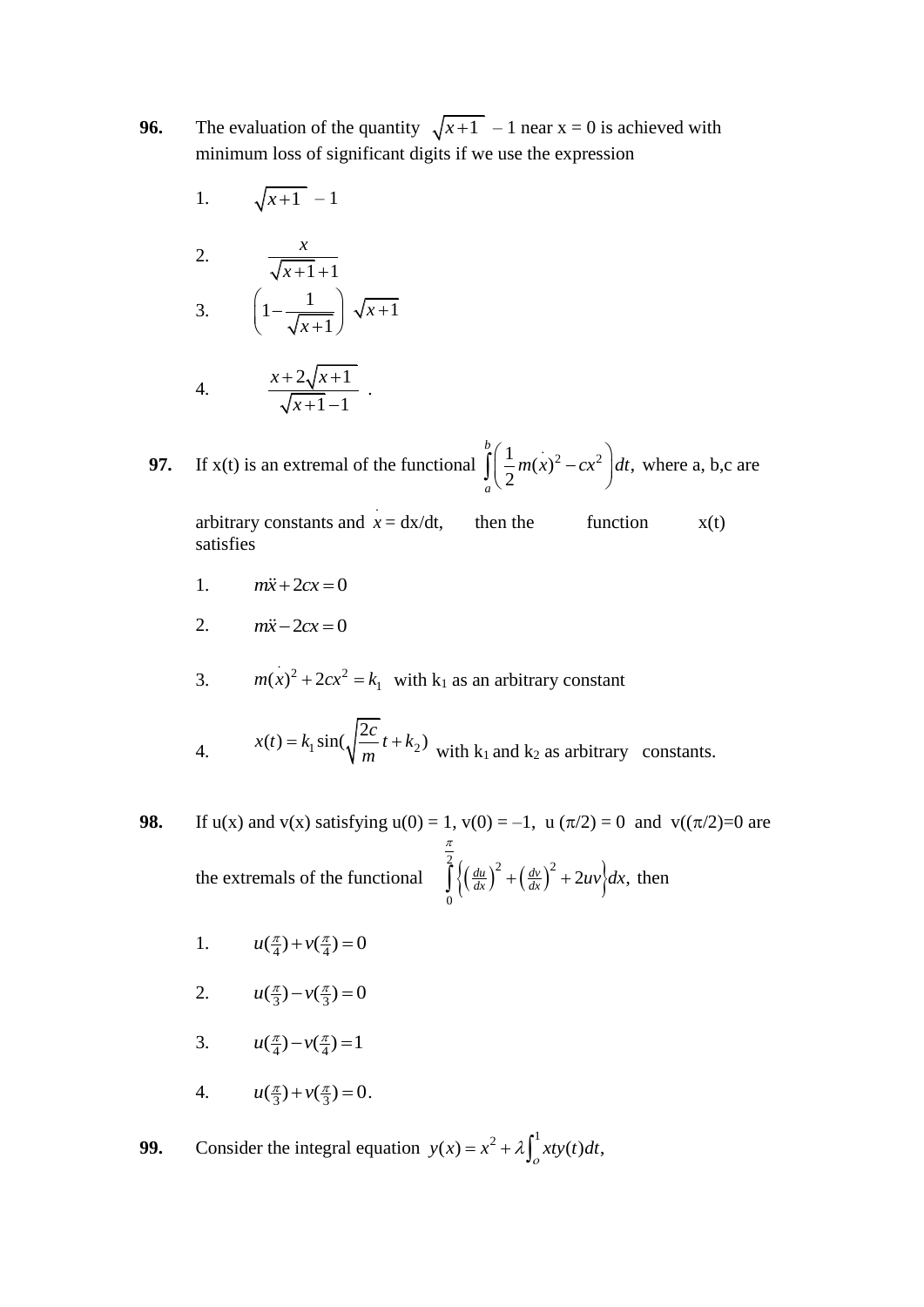**96.** The evaluation of the quantity $\sqrt{x+1}$ – 1 near x = 0 is achieved with minimum loss of significant digits if we use the expression

1. $\sqrt{x+1} - 1$

2. $\dfrac{x}{\sqrt{x+1}+1}$

3. $\left(1-\dfrac{1}{\sqrt{x+1}}\right)\sqrt{x+1}$

4. $\dfrac{x+2\sqrt{x+1}}{\sqrt{x+1}-1}$ .

**97.** If x(t) is an extremal of the functional $\int_a^b \left(\frac{1}{2}m(\dot{x})^2 - cx^2\right)dt,$ where a, b,c are arbitrary constants and $\dot{x}$ = dx/dt, then the function x(t) satisfies

1. $m\ddot{x} + 2cx = 0$

2. $m\ddot{x} - 2cx = 0$

3. $m(\dot{x})^2 + 2cx^2 = k_1$ with $k_1$ as an arbitrary constant

4. $x(t) = k_1 \sin(\sqrt{\frac{2c}{m}}\,t + k_2)$ with $k_1$ and $k_2$ as arbitrary constants.

**98.** If u(x) and v(x) satisfying u(0) = 1, v(0) = –1, u (π/2) = 0 and v((π/2)=0 are the extremals of the functional $\int_0^{\frac{\pi}{2}} \left\{\left(\frac{du}{dx}\right)^2 + \left(\frac{dv}{dx}\right)^2 + 2uv\right\}dx,$ then

1. $u(\frac{\pi}{4}) + v(\frac{\pi}{4}) = 0$

2. $u(\frac{\pi}{3}) - v(\frac{\pi}{3}) = 0$

3. $u(\frac{\pi}{4}) - v(\frac{\pi}{4}) = 1$

4. $u(\frac{\pi}{3}) + v(\frac{\pi}{3}) = 0.$

**99.** Consider the integral equation $y(x) = x^2 + \lambda\int_o^1 xty(t)dt,$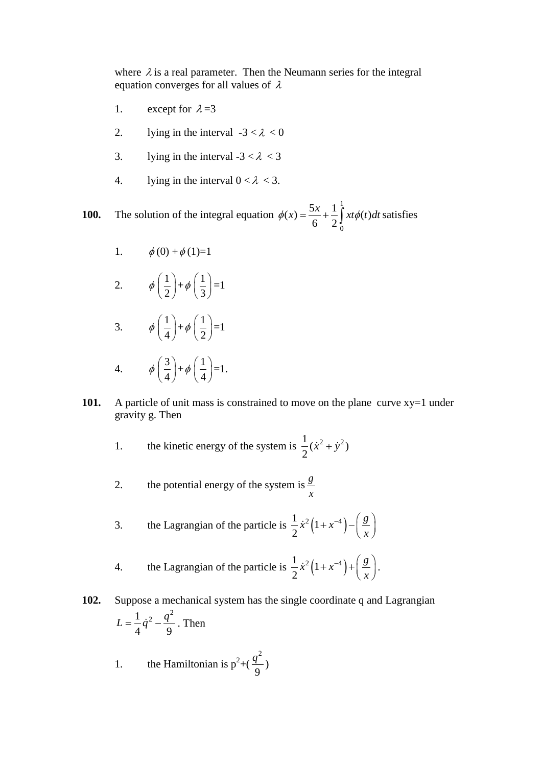where $\lambda$ is a real parameter. Then the Neumann series for the integral equation converges for all values of $\lambda$

1. except for $\lambda=3$
2. lying in the interval $-3 < \lambda < 0$
3. lying in the interval $-3 < \lambda < 3$
4. lying in the interval $0 < \lambda < 3$.

**100.** The solution of the integral equation $\phi(x) = \frac{5x}{6} + \frac{1}{2}\int_0^1 xt\phi(t)dt$ satisfies

1. $\phi(0) + \phi(1) = 1$
2. $\phi\left(\frac{1}{2}\right) + \phi\left(\frac{1}{3}\right) = 1$
3. $\phi\left(\frac{1}{4}\right) + \phi\left(\frac{1}{2}\right) = 1$
4. $\phi\left(\frac{3}{4}\right) + \phi\left(\frac{1}{4}\right) = 1$.

**101.** A particle of unit mass is constrained to move on the plane curve xy=1 under gravity g. Then

1. the kinetic energy of the system is $\frac{1}{2}(\dot{x}^2 + \dot{y}^2)$
2. the potential energy of the system is $\frac{g}{x}$
3. the Lagrangian of the particle is $\frac{1}{2}\dot{x}^2\left(1 + x^{-4}\right) - \left(\frac{g}{x}\right)$
4. the Lagrangian of the particle is $\frac{1}{2}\dot{x}^2\left(1 + x^{-4}\right) + \left(\frac{g}{x}\right)$.

**102.** Suppose a mechanical system has the single coordinate q and Lagrangian $L = \frac{1}{4}\dot{q}^2 - \frac{q^2}{9}$. Then

1. the Hamiltonian is $p^2 + (\frac{q^2}{9})$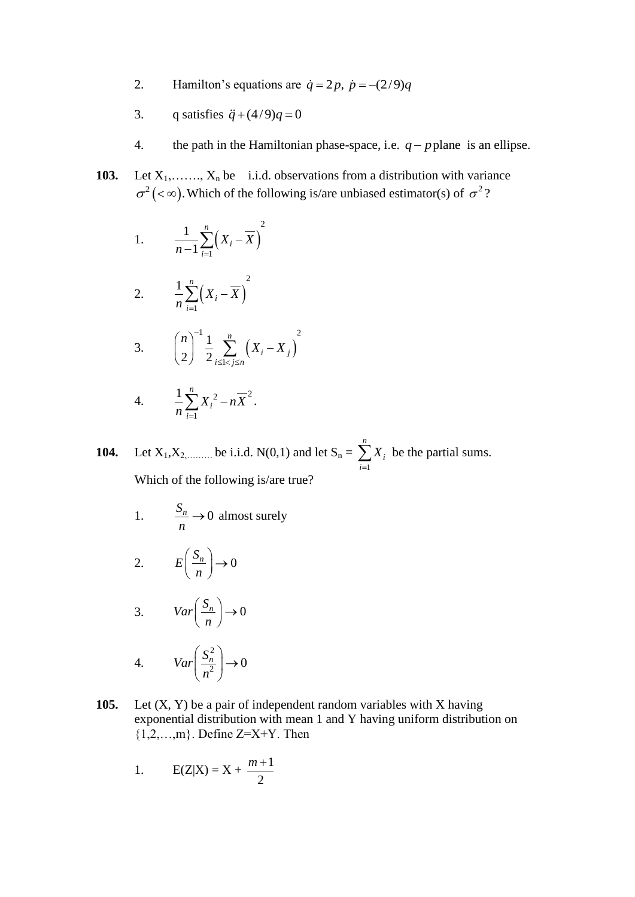2. Hamilton's equations are $\dot{q} = 2p,\ \dot{p} = -(2/9)q$

3. q satisfies $\ddot{q} + (4/9)q = 0$

4. the path in the Hamiltonian phase-space, i.e. $q - p$ plane is an ellipse.

**103.** Let $X_1, \ldots, X_n$ be i.i.d. observations from a distribution with variance $\sigma^2 (< \infty)$. Which of the following is/are unbiased estimator(s) of $\sigma^2$?

1. $\dfrac{1}{n-1}\displaystyle\sum_{i=1}^{n}\left(X_i - \overline{X}\right)^2$

2. $\dfrac{1}{n}\displaystyle\sum_{i=1}^{n}\left(X_i - \overline{X}\right)^2$

3. $\dbinom{n}{2}^{-1} \dfrac{1}{2} \displaystyle\sum_{i \le 1 < j \le n}\left(X_i - X_j\right)^2$

4. $\dfrac{1}{n}\displaystyle\sum_{i=1}^{n} X_i^{\,2} - n\overline{X}^2.$

**104.** Let $X_1, X_2, \ldots$ be i.i.d. N(0,1) and let $S_n = \displaystyle\sum_{i=1}^{n} X_i$ be the partial sums.

Which of the following is/are true?

1. $\dfrac{S_n}{n} \to 0$ almost surely

2. $E\left(\dfrac{S_n}{n}\right) \to 0$

3. $Var\left(\dfrac{S_n}{n}\right) \to 0$

4. $Var\left(\dfrac{S_n^2}{n^2}\right) \to 0$

**105.** Let (X, Y) be a pair of independent random variables with X having exponential distribution with mean 1 and Y having uniform distribution on $\{1,2,\ldots,m\}$. Define Z=X+Y. Then

1. $E(Z|X) = X + \dfrac{m+1}{2}$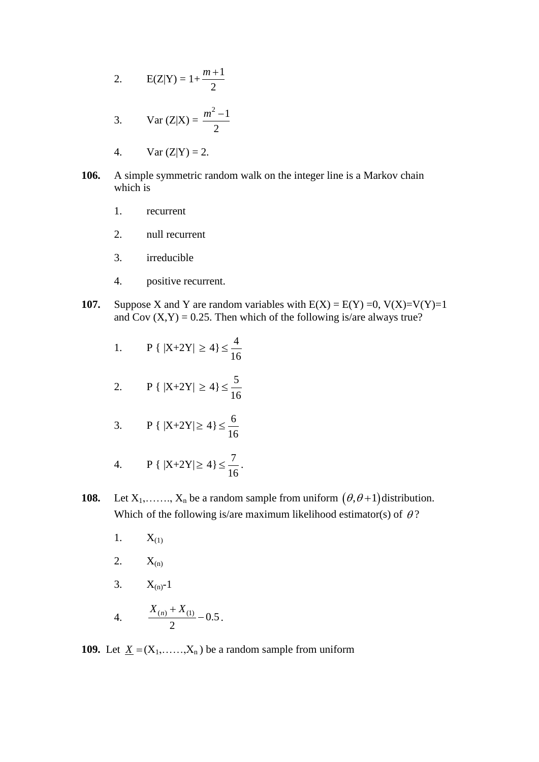2. E(Z|Y) = $1+\frac{m+1}{2}$

3. Var (Z|X) = $\frac{m^2-1}{2}$

4. Var (Z|Y) = 2.

**106.** A simple symmetric random walk on the integer line is a Markov chain which is

1. recurrent
2. null recurrent
3. irreducible
4. positive recurrent.

**107.** Suppose X and Y are random variables with E(X) = E(Y) =0, V(X)=V(Y)=1 and Cov (X,Y) = 0.25. Then which of the following is/are always true?

1. P { |X+2Y| $\geq$ 4} $\leq \frac{4}{16}$
2. P { |X+2Y| $\geq$ 4} $\leq \frac{5}{16}$
3. P { |X+2Y| $\geq$ 4} $\leq \frac{6}{16}$
4. P { |X+2Y| $\geq$ 4} $\leq \frac{7}{16}$.

**108.** Let $X_1$,……., $X_n$ be a random sample from uniform $(\theta, \theta+1)$ distribution. Which of the following is/are maximum likelihood estimator(s) of $\theta$?

1. $X_{(1)}$
2. $X_{(n)}$
3. $X_{(n)}$-1
4. $\frac{X_{(n)}+X_{(1)}}{2}-0.5$.

**109.** Let $\underline{X} = (X_1, \ldots\ldots, X_n)$ be a random sample from uniform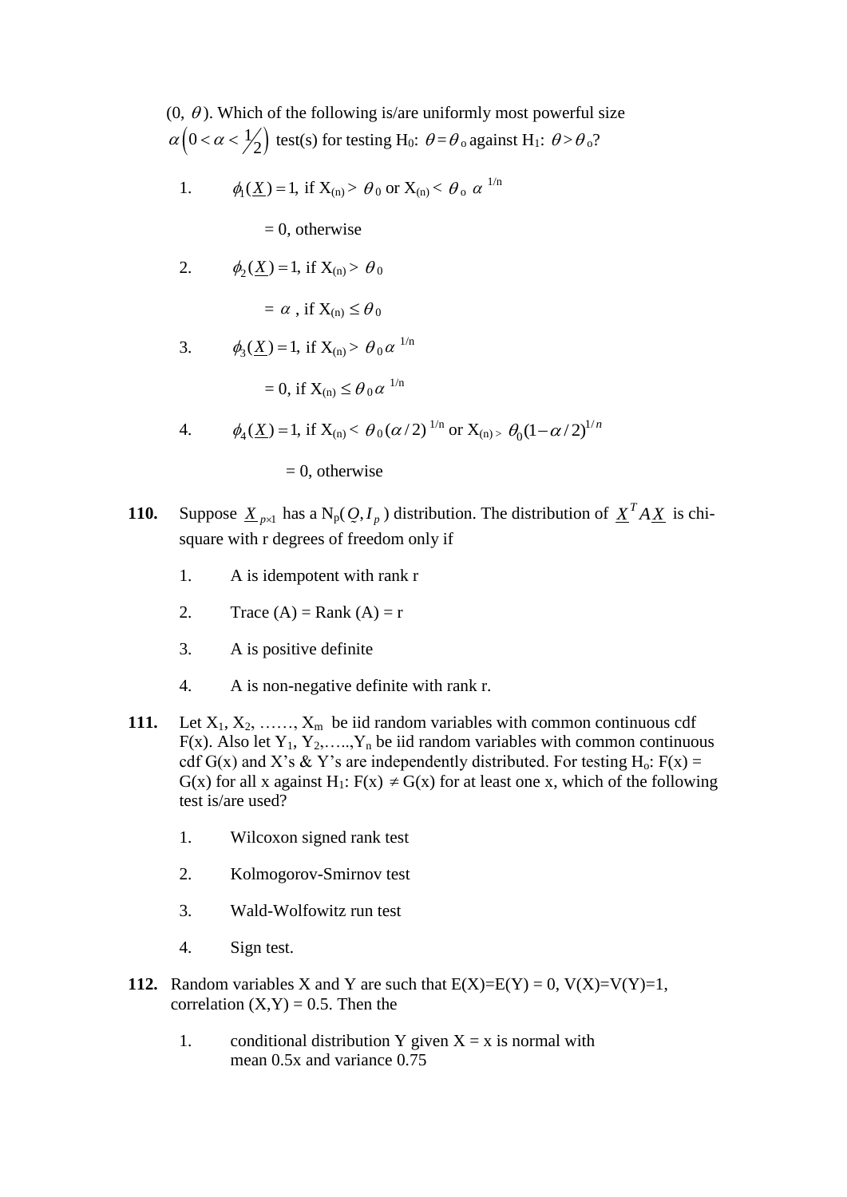(0, $\theta$). Which of the following is/are uniformly most powerful size $\alpha\left(0<\alpha<\frac{1}{2}\right)$ test(s) for testing H$_0$: $\theta=\theta_o$ against H$_1$: $\theta>\theta_o$?

1. $\phi_1(\underline{X})=1$, if $X_{(n)} > \theta_0$ or $X_{(n)} < \theta_o\ \alpha^{1/n}$

   $= 0$, otherwise

2. $\phi_2(\underline{X})=1$, if $X_{(n)} > \theta_0$

   $= \alpha$, if $X_{(n)} \le \theta_0$

3. $\phi_3(\underline{X})=1$, if $X_{(n)} > \theta_0\alpha^{1/n}$

   $= 0$, if $X_{(n)} \le \theta_0\alpha^{1/n}$

4. $\phi_4(\underline{X})=1$, if $X_{(n)} < \theta_0(\alpha/2)^{1/n}$ or $X_{(n)} > \theta_0(1-\alpha/2)^{1/n}$

   $= 0$, otherwise

**110.** Suppose $\underline{X}_{p\times 1}$ has a $N_p(\underset{\sim}{O}, I_p)$ distribution. The distribution of $\underline{X}^T A \underline{X}$ is chi-square with r degrees of freedom only if

1. A is idempotent with rank r
2. Trace (A) = Rank (A) = r
3. A is positive definite
4. A is non-negative definite with rank r.

**111.** Let $X_1, X_2, \ldots\ldots, X_m$ be iid random variables with common continuous cdf F(x). Also let $Y_1, Y_2, \ldots\ldots, Y_n$ be iid random variables with common continuous cdf G(x) and X's & Y's are independently distributed. For testing H$_o$: F(x) = G(x) for all x against H$_1$: F(x) $\neq$ G(x) for at least one x, which of the following test is/are used?

1. Wilcoxon signed rank test
2. Kolmogorov-Smirnov test
3. Wald-Wolfowitz run test
4. Sign test.

**112.** Random variables X and Y are such that E(X)=E(Y) = 0, V(X)=V(Y)=1, correlation (X,Y) = 0.5. Then the

1. conditional distribution Y given X = x is normal with mean 0.5x and variance 0.75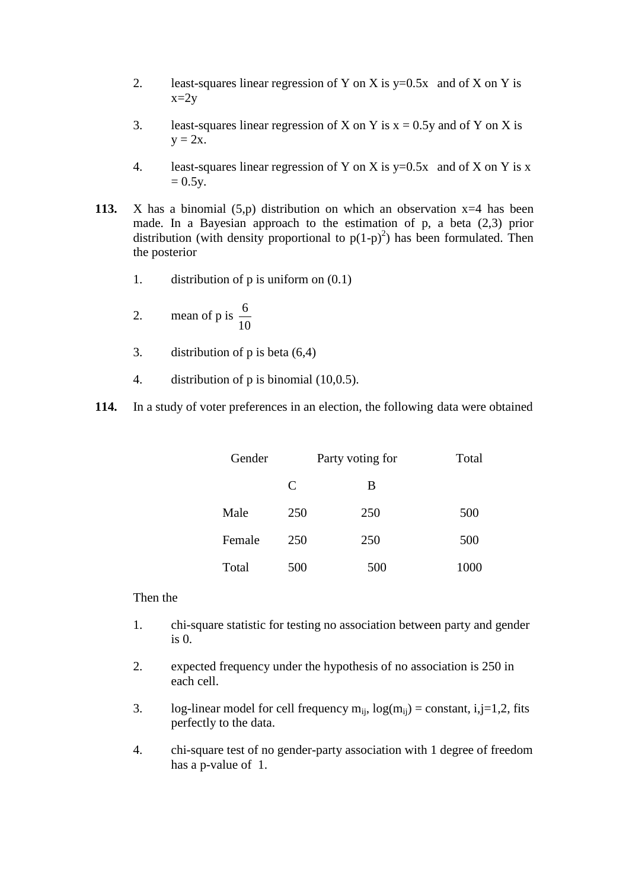2. least-squares linear regression of Y on X is $y=0.5x$ and of X on Y is $x=2y$

3. least-squares linear regression of X on Y is $x = 0.5y$ and of Y on X is $y = 2x$.

4. least-squares linear regression of Y on X is $y=0.5x$ and of X on Y is $x = 0.5y$.

**113.** X has a binomial (5,p) distribution on which an observation x=4 has been made. In a Bayesian approach to the estimation of p, a beta (2,3) prior distribution (with density proportional to $p(1-p)^2$) has been formulated. Then the posterior

1. distribution of p is uniform on (0.1)

2. mean of p is $\frac{6}{10}$

3. distribution of p is beta (6,4)

4. distribution of p is binomial (10,0.5).

**114.** In a study of voter preferences in an election, the following data were obtained

| Gender | Party voting for | | Total |
|---|---|---|---|
| | C | B | |
| Male | 250 | 250 | 500 |
| Female | 250 | 250 | 500 |
| Total | 500 | 500 | 1000 |

Then the

1. chi-square statistic for testing no association between party and gender is 0.

2. expected frequency under the hypothesis of no association is 250 in each cell.

3. log-linear model for cell frequency $m_{ij}$, $\log(m_{ij})$ = constant, i,j=1,2, fits perfectly to the data.

4. chi-square test of no gender-party association with 1 degree of freedom has a p-value of 1.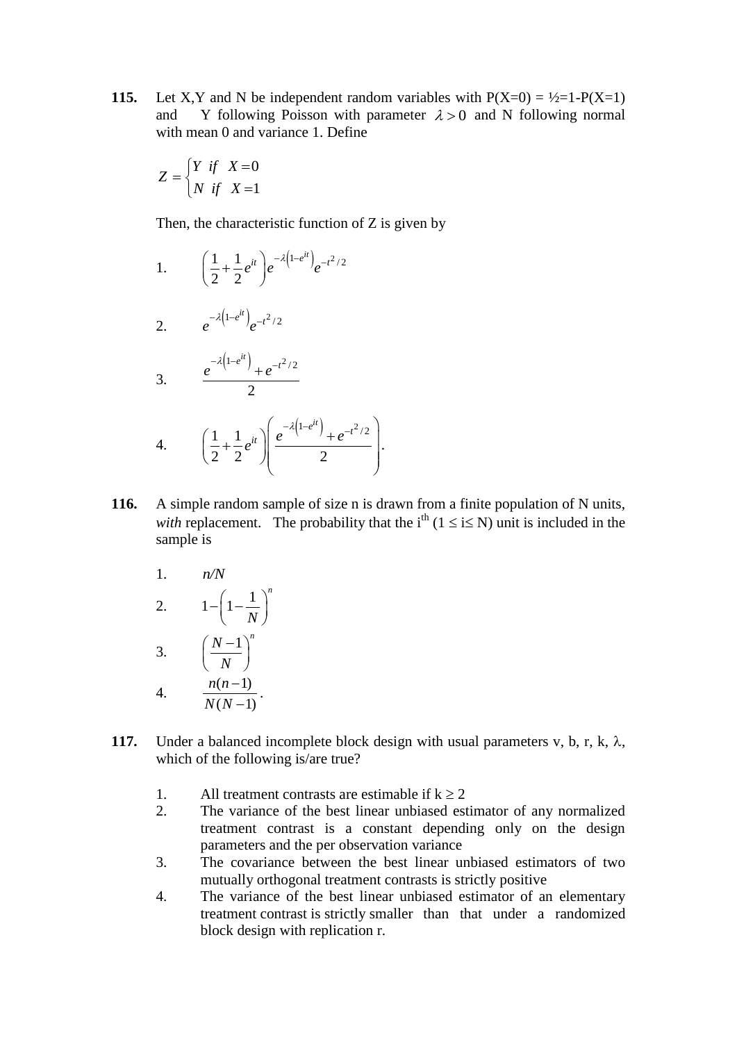**115.** Let X,Y and N be independent random variables with P(X=0) = ½=1-P(X=1) and Y following Poisson with parameter $\lambda > 0$ and N following normal with mean 0 and variance 1. Define

$$Z = \begin{cases} Y & if \quad X = 0 \\ N & if \quad X = 1 \end{cases}$$

Then, the characteristic function of Z is given by

1. $\left(\frac{1}{2}+\frac{1}{2}e^{it}\right)e^{-\lambda\left(1-e^{it}\right)}e^{-t^2/2}$

2. $e^{-\lambda\left(1-e^{it}\right)}e^{-t^2/2}$

3. $\dfrac{e^{-\lambda\left(1-e^{it}\right)}+e^{-t^2/2}}{2}$

4. $\left(\frac{1}{2}+\frac{1}{2}e^{it}\right)\left(\dfrac{e^{-\lambda\left(1-e^{it}\right)}+e^{-t^2/2}}{2}\right).$

**116.** A simple random sample of size n is drawn from a finite population of N units, *with* replacement. The probability that the i$^{th}$ ($1 \le i \le N$) unit is included in the sample is

1. $n/N$
2. $1-\left(1-\frac{1}{N}\right)^n$
3. $\left(\frac{N-1}{N}\right)^n$
4. $\dfrac{n(n-1)}{N(N-1)}.$

**117.** Under a balanced incomplete block design with usual parameters v, b, r, k, $\lambda$, which of the following is/are true?

1. All treatment contrasts are estimable if $k \ge 2$
2. The variance of the best linear unbiased estimator of any normalized treatment contrast is a constant depending only on the design parameters and the per observation variance
3. The covariance between the best linear unbiased estimators of two mutually orthogonal treatment contrasts is strictly positive
4. The variance of the best linear unbiased estimator of an elementary treatment contrast is strictly smaller than that under a randomized block design with replication r.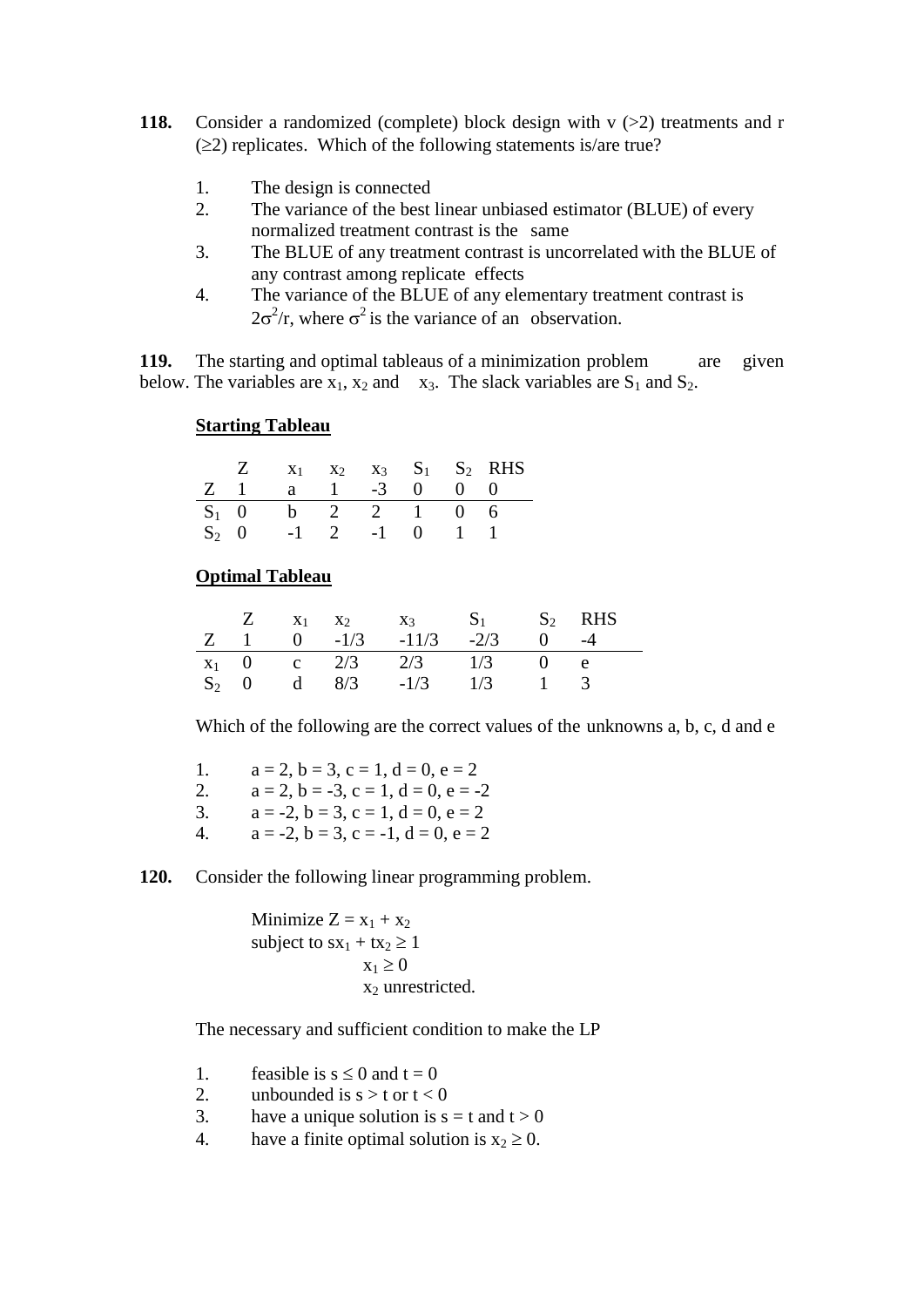**118.** Consider a randomized (complete) block design with v (>2) treatments and r (≥2) replicates. Which of the following statements is/are true?

1. The design is connected
2. The variance of the best linear unbiased estimator (BLUE) of every normalized treatment contrast is the same
3. The BLUE of any treatment contrast is uncorrelated with the BLUE of any contrast among replicate effects
4. The variance of the BLUE of any elementary treatment contrast is $2\sigma^2/r$, where $\sigma^2$ is the variance of an observation.

**119.** The starting and optimal tableaus of a minimization problem are given below. The variables are $x_1$, $x_2$ and $x_3$. The slack variables are $S_1$ and $S_2$.

**Starting Tableau**

| | Z | $x_1$ | $x_2$ | $x_3$ | $S_1$ | $S_2$ | RHS |
|---|---|---|---|---|---|---|---|
| Z | 1 | a | 1 | -3 | 0 | 0 | 0 |
| $S_1$ | 0 | b | 2 | 2 | 1 | 0 | 6 |
| $S_2$ | 0 | -1 | 2 | -1 | 0 | 1 | 1 |

**Optimal Tableau**

| | Z | $x_1$ | $x_2$ | $x_3$ | $S_1$ | $S_2$ | RHS |
|---|---|---|---|---|---|---|---|
| Z | 1 | 0 | -1/3 | -11/3 | -2/3 | 0 | -4 |
| $x_1$ | 0 | c | 2/3 | 2/3 | 1/3 | 0 | e |
| $S_2$ | 0 | d | 8/3 | -1/3 | 1/3 | 1 | 3 |

Which of the following are the correct values of the unknowns a, b, c, d and e

1. a = 2, b = 3, c = 1, d = 0, e = 2
2. a = 2, b = -3, c = 1, d = 0, e = -2
3. a = -2, b = 3, c = 1, d = 0, e = 2
4. a = -2, b = 3, c = -1, d = 0, e = 2

**120.** Consider the following linear programming problem.

Minimize $Z = x_1 + x_2$
subject to $sx_1 + tx_2 \geq 1$
$x_1 \geq 0$
$x_2$ unrestricted.

The necessary and sufficient condition to make the LP

1. feasible is $s \leq 0$ and $t = 0$
2. unbounded is $s > t$ or $t < 0$
3. have a unique solution is $s = t$ and $t > 0$
4. have a finite optimal solution is $x_2 \geq 0$.